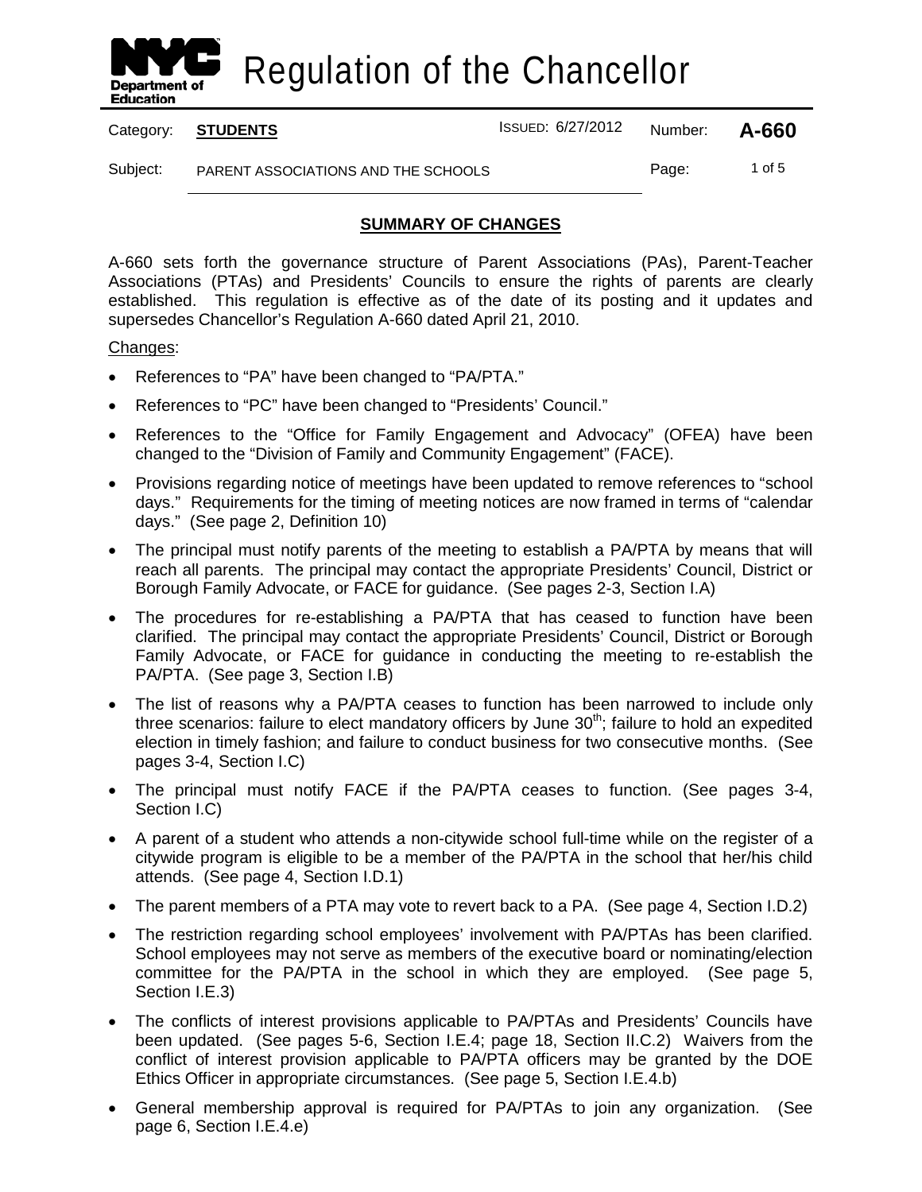# Regulation of the Chancellor

| Category: | **STUDENTS** | ISSUED: 6/27/2012 | Number: | **A-660** |
|---|---|---|---|---|
| Subject: | PARENT ASSOCIATIONS AND THE SCHOOLS | | | |

## SUMMARY OF CHANGES

A-660 sets forth the governance structure of Parent Associations (PAs), Parent-Teacher Associations (PTAs) and Presidents' Councils to ensure the rights of parents are clearly established. This regulation is effective as of the date of its posting and it updates and supersedes Chancellor's Regulation A-660 dated April 21, 2010.

Changes:

- References to "PA" have been changed to "PA/PTA."
- References to "PC" have been changed to "Presidents' Council."
- References to the "Office for Family Engagement and Advocacy" (OFEA) have been changed to the "Division of Family and Community Engagement" (FACE).
- Provisions regarding notice of meetings have been updated to remove references to "school days." Requirements for the timing of meeting notices are now framed in terms of "calendar days." (See page 2, Definition 10)
- The principal must notify parents of the meeting to establish a PA/PTA by means that will reach all parents. The principal may contact the appropriate Presidents' Council, District or Borough Family Advocate, or FACE for guidance. (See pages 2-3, Section I.A)
- The procedures for re-establishing a PA/PTA that has ceased to function have been clarified. The principal may contact the appropriate Presidents' Council, District or Borough Family Advocate, or FACE for guidance in conducting the meeting to re-establish the PA/PTA. (See page 3, Section I.B)
- The list of reasons why a PA/PTA ceases to function has been narrowed to include only three scenarios: failure to elect mandatory officers by June 30th; failure to hold an expedited election in timely fashion; and failure to conduct business for two consecutive months. (See pages 3-4, Section I.C)
- The principal must notify FACE if the PA/PTA ceases to function. (See pages 3-4, Section I.C)
- A parent of a student who attends a non-citywide school full-time while on the register of a citywide program is eligible to be a member of the PA/PTA in the school that her/his child attends. (See page 4, Section I.D.1)
- The parent members of a PTA may vote to revert back to a PA. (See page 4, Section I.D.2)
- The restriction regarding school employees' involvement with PA/PTAs has been clarified. School employees may not serve as members of the executive board or nominating/election committee for the PA/PTA in the school in which they are employed. (See page 5, Section I.E.3)
- The conflicts of interest provisions applicable to PA/PTAs and Presidents' Councils have been updated. (See pages 5-6, Section I.E.4; page 18, Section II.C.2) Waivers from the conflict of interest provision applicable to PA/PTA officers may be granted by the DOE Ethics Officer in appropriate circumstances. (See page 5, Section I.E.4.b)
- General membership approval is required for PA/PTAs to join any organization. (See page 6, Section I.E.4.e)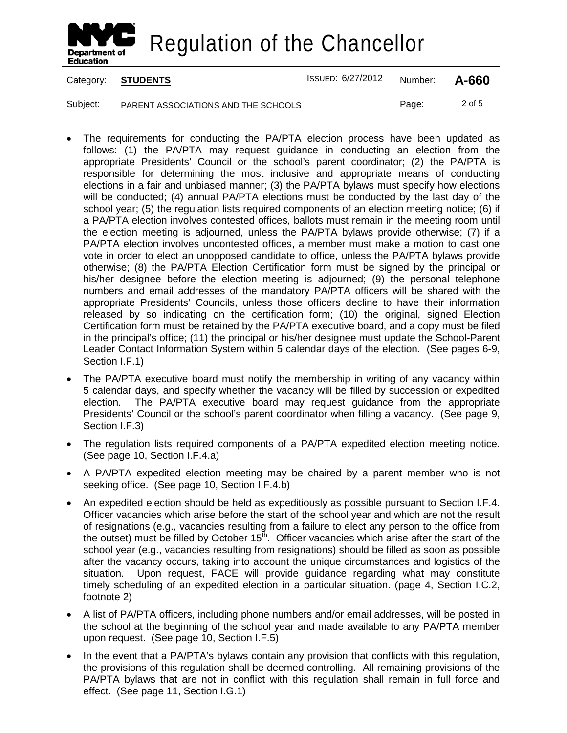- The requirements for conducting the PA/PTA election process have been updated as follows: (1) the PA/PTA may request guidance in conducting an election from the appropriate Presidents' Council or the school's parent coordinator; (2) the PA/PTA is responsible for determining the most inclusive and appropriate means of conducting elections in a fair and unbiased manner; (3) the PA/PTA bylaws must specify how elections will be conducted; (4) annual PA/PTA elections must be conducted by the last day of the school year; (5) the regulation lists required components of an election meeting notice; (6) if a PA/PTA election involves contested offices, ballots must remain in the meeting room until the election meeting is adjourned, unless the PA/PTA bylaws provide otherwise; (7) if a PA/PTA election involves uncontested offices, a member must make a motion to cast one vote in order to elect an unopposed candidate to office, unless the PA/PTA bylaws provide otherwise; (8) the PA/PTA Election Certification form must be signed by the principal or his/her designee before the election meeting is adjourned; (9) the personal telephone numbers and email addresses of the mandatory PA/PTA officers will be shared with the appropriate Presidents' Councils, unless those officers decline to have their information released by so indicating on the certification form; (10) the original, signed Election Certification form must be retained by the PA/PTA executive board, and a copy must be filed in the principal's office; (11) the principal or his/her designee must update the School-Parent Leader Contact Information System within 5 calendar days of the election. (See pages 6-9, Section I.F.1)
- The PA/PTA executive board must notify the membership in writing of any vacancy within 5 calendar days, and specify whether the vacancy will be filled by succession or expedited election. The PA/PTA executive board may request guidance from the appropriate Presidents' Council or the school's parent coordinator when filling a vacancy. (See page 9, Section I.F.3)
- The regulation lists required components of a PA/PTA expedited election meeting notice. (See page 10, Section I.F.4.a)
- A PA/PTA expedited election meeting may be chaired by a parent member who is not seeking office. (See page 10, Section I.F.4.b)
- An expedited election should be held as expeditiously as possible pursuant to Section I.F.4. Officer vacancies which arise before the start of the school year and which are not the result of resignations (e.g., vacancies resulting from a failure to elect any person to the office from the outset) must be filled by October 15th. Officer vacancies which arise after the start of the school year (e.g., vacancies resulting from resignations) should be filled as soon as possible after the vacancy occurs, taking into account the unique circumstances and logistics of the situation. Upon request, FACE will provide guidance regarding what may constitute timely scheduling of an expedited election in a particular situation. (page 4, Section I.C.2, footnote 2)
- A list of PA/PTA officers, including phone numbers and/or email addresses, will be posted in the school at the beginning of the school year and made available to any PA/PTA member upon request. (See page 10, Section I.F.5)
- In the event that a PA/PTA's bylaws contain any provision that conflicts with this regulation, the provisions of this regulation shall be deemed controlling. All remaining provisions of the PA/PTA bylaws that are not in conflict with this regulation shall remain in full force and effect. (See page 11, Section I.G.1)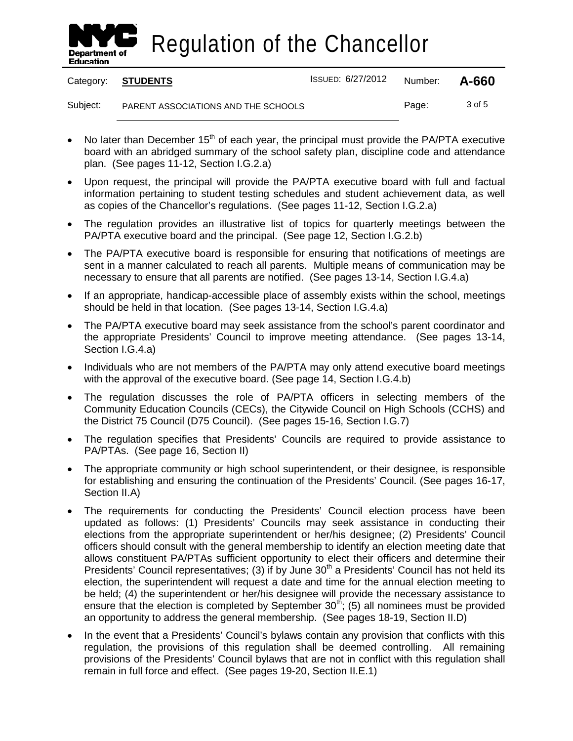- No later than December 15th of each year, the principal must provide the PA/PTA executive board with an abridged summary of the school safety plan, discipline code and attendance plan. (See pages 11-12, Section I.G.2.a)
- Upon request, the principal will provide the PA/PTA executive board with full and factual information pertaining to student testing schedules and student achievement data, as well as copies of the Chancellor's regulations. (See pages 11-12, Section I.G.2.a)
- The regulation provides an illustrative list of topics for quarterly meetings between the PA/PTA executive board and the principal. (See page 12, Section I.G.2.b)
- The PA/PTA executive board is responsible for ensuring that notifications of meetings are sent in a manner calculated to reach all parents. Multiple means of communication may be necessary to ensure that all parents are notified. (See pages 13-14, Section I.G.4.a)
- If an appropriate, handicap-accessible place of assembly exists within the school, meetings should be held in that location. (See pages 13-14, Section I.G.4.a)
- The PA/PTA executive board may seek assistance from the school's parent coordinator and the appropriate Presidents' Council to improve meeting attendance. (See pages 13-14, Section I.G.4.a)
- Individuals who are not members of the PA/PTA may only attend executive board meetings with the approval of the executive board. (See page 14, Section I.G.4.b)
- The regulation discusses the role of PA/PTA officers in selecting members of the Community Education Councils (CECs), the Citywide Council on High Schools (CCHS) and the District 75 Council (D75 Council). (See pages 15-16, Section I.G.7)
- The regulation specifies that Presidents' Councils are required to provide assistance to PA/PTAs. (See page 16, Section II)
- The appropriate community or high school superintendent, or their designee, is responsible for establishing and ensuring the continuation of the Presidents' Council. (See pages 16-17, Section II.A)
- The requirements for conducting the Presidents' Council election process have been updated as follows: (1) Presidents' Councils may seek assistance in conducting their elections from the appropriate superintendent or her/his designee; (2) Presidents' Council officers should consult with the general membership to identify an election meeting date that allows constituent PA/PTAs sufficient opportunity to elect their officers and determine their Presidents' Council representatives; (3) if by June 30th a Presidents' Council has not held its election, the superintendent will request a date and time for the annual election meeting to be held; (4) the superintendent or her/his designee will provide the necessary assistance to ensure that the election is completed by September 30th; (5) all nominees must be provided an opportunity to address the general membership. (See pages 18-19, Section II.D)
- In the event that a Presidents' Council's bylaws contain any provision that conflicts with this regulation, the provisions of this regulation shall be deemed controlling. All remaining provisions of the Presidents' Council bylaws that are not in conflict with this regulation shall remain in full force and effect. (See pages 19-20, Section II.E.1)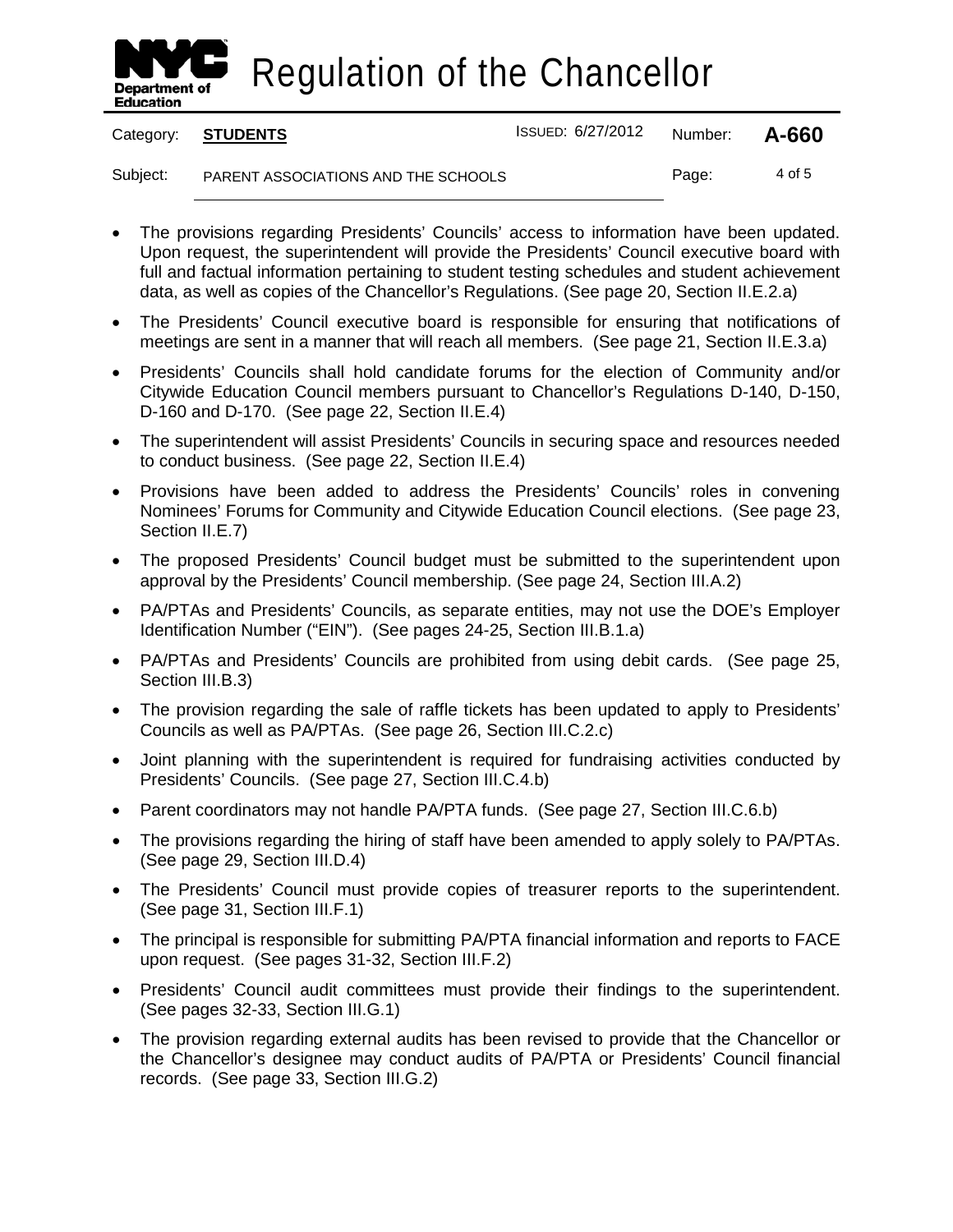- The provisions regarding Presidents' Councils' access to information have been updated. Upon request, the superintendent will provide the Presidents' Council executive board with full and factual information pertaining to student testing schedules and student achievement data, as well as copies of the Chancellor's Regulations. (See page 20, Section II.E.2.a)
- The Presidents' Council executive board is responsible for ensuring that notifications of meetings are sent in a manner that will reach all members. (See page 21, Section II.E.3.a)
- Presidents' Councils shall hold candidate forums for the election of Community and/or Citywide Education Council members pursuant to Chancellor's Regulations D-140, D-150, D-160 and D-170. (See page 22, Section II.E.4)
- The superintendent will assist Presidents' Councils in securing space and resources needed to conduct business. (See page 22, Section II.E.4)
- Provisions have been added to address the Presidents' Councils' roles in convening Nominees' Forums for Community and Citywide Education Council elections. (See page 23, Section II.E.7)
- The proposed Presidents' Council budget must be submitted to the superintendent upon approval by the Presidents' Council membership. (See page 24, Section III.A.2)
- PA/PTAs and Presidents' Councils, as separate entities, may not use the DOE's Employer Identification Number ("EIN"). (See pages 24-25, Section III.B.1.a)
- PA/PTAs and Presidents' Councils are prohibited from using debit cards. (See page 25, Section III.B.3)
- The provision regarding the sale of raffle tickets has been updated to apply to Presidents' Councils as well as PA/PTAs. (See page 26, Section III.C.2.c)
- Joint planning with the superintendent is required for fundraising activities conducted by Presidents' Councils. (See page 27, Section III.C.4.b)
- Parent coordinators may not handle PA/PTA funds. (See page 27, Section III.C.6.b)
- The provisions regarding the hiring of staff have been amended to apply solely to PA/PTAs. (See page 29, Section III.D.4)
- The Presidents' Council must provide copies of treasurer reports to the superintendent. (See page 31, Section III.F.1)
- The principal is responsible for submitting PA/PTA financial information and reports to FACE upon request. (See pages 31-32, Section III.F.2)
- Presidents' Council audit committees must provide their findings to the superintendent. (See pages 32-33, Section III.G.1)
- The provision regarding external audits has been revised to provide that the Chancellor or the Chancellor's designee may conduct audits of PA/PTA or Presidents' Council financial records. (See page 33, Section III.G.2)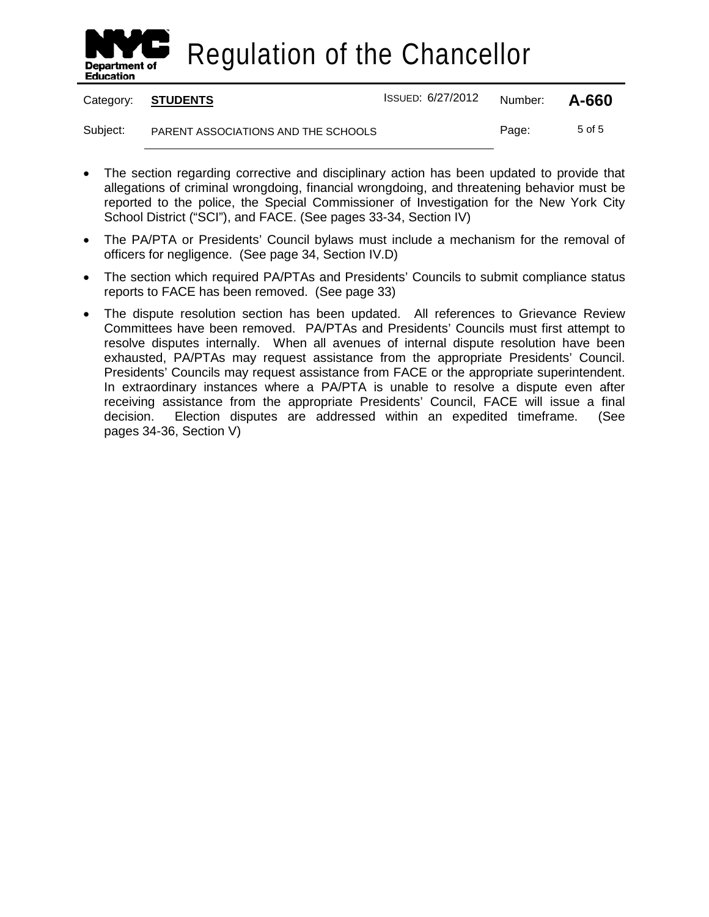- The section regarding corrective and disciplinary action has been updated to provide that allegations of criminal wrongdoing, financial wrongdoing, and threatening behavior must be reported to the police, the Special Commissioner of Investigation for the New York City School District ("SCI"), and FACE. (See pages 33-34, Section IV)
- The PA/PTA or Presidents' Council bylaws must include a mechanism for the removal of officers for negligence. (See page 34, Section IV.D)
- The section which required PA/PTAs and Presidents' Councils to submit compliance status reports to FACE has been removed. (See page 33)
- The dispute resolution section has been updated. All references to Grievance Review Committees have been removed. PA/PTAs and Presidents' Councils must first attempt to resolve disputes internally. When all avenues of internal dispute resolution have been exhausted, PA/PTAs may request assistance from the appropriate Presidents' Council. Presidents' Councils may request assistance from FACE or the appropriate superintendent. In extraordinary instances where a PA/PTA is unable to resolve a dispute even after receiving assistance from the appropriate Presidents' Council, FACE will issue a final decision. Election disputes are addressed within an expedited timeframe. (See pages 34-36, Section V)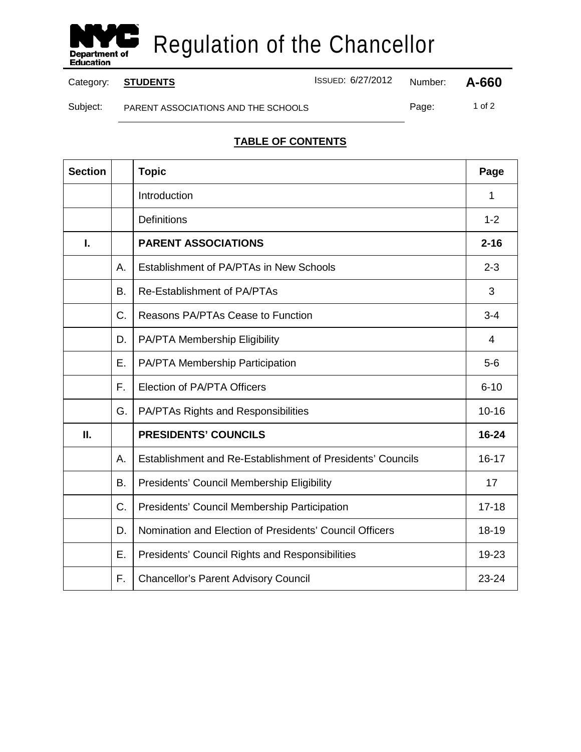# Regulation of the Chancellor

Category: **STUDENTS** ISSUED: 6/27/2012 Number: **A-660**

Subject: PARENT ASSOCIATIONS AND THE SCHOOLS

## TABLE OF CONTENTS

| Section | | Topic | Page |
|---|---|---|---|
| | | Introduction | 1 |
| | | Definitions | 1-2 |
| **I.** | | **PARENT ASSOCIATIONS** | **2-16** |
| | A. | Establishment of PA/PTAs in New Schools | 2-3 |
| | B. | Re-Establishment of PA/PTAs | 3 |
| | C. | Reasons PA/PTAs Cease to Function | 3-4 |
| | D. | PA/PTA Membership Eligibility | 4 |
| | E. | PA/PTA Membership Participation | 5-6 |
| | F. | Election of PA/PTA Officers | 6-10 |
| | G. | PA/PTAs Rights and Responsibilities | 10-16 |
| **II.** | | **PRESIDENTS' COUNCILS** | **16-24** |
| | A. | Establishment and Re-Establishment of Presidents' Councils | 16-17 |
| | B. | Presidents' Council Membership Eligibility | 17 |
| | C. | Presidents' Council Membership Participation | 17-18 |
| | D. | Nomination and Election of Presidents' Council Officers | 18-19 |
| | E. | Presidents' Council Rights and Responsibilities | 19-23 |
| | F. | Chancellor's Parent Advisory Council | 23-24 |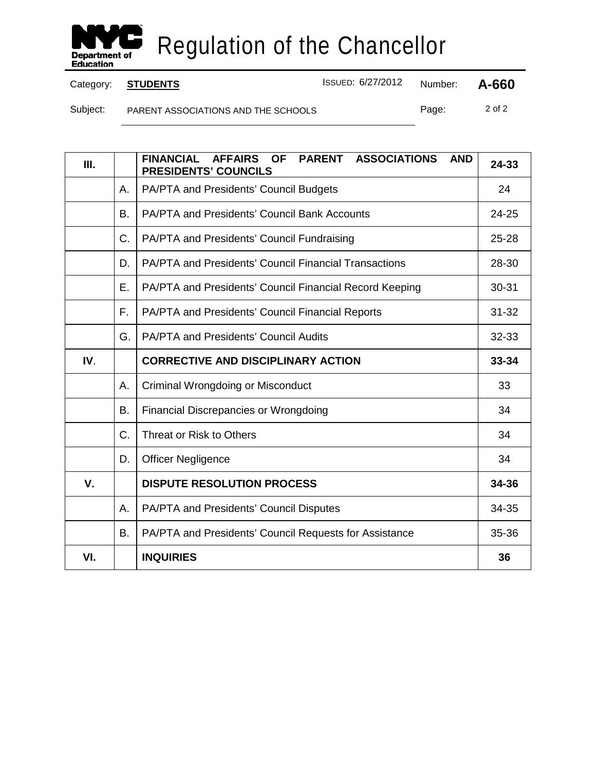| | | | |
|---|---|---|---|
| **III.** | | **FINANCIAL AFFAIRS OF PARENT ASSOCIATIONS AND PRESIDENTS' COUNCILS** | **24-33** |
| | A. | PA/PTA and Presidents' Council Budgets | 24 |
| | B. | PA/PTA and Presidents' Council Bank Accounts | 24-25 |
| | C. | PA/PTA and Presidents' Council Fundraising | 25-28 |
| | D. | PA/PTA and Presidents' Council Financial Transactions | 28-30 |
| | E. | PA/PTA and Presidents' Council Financial Record Keeping | 30-31 |
| | F. | PA/PTA and Presidents' Council Financial Reports | 31-32 |
| | G. | PA/PTA and Presidents' Council Audits | 32-33 |
| **IV.** | | **CORRECTIVE AND DISCIPLINARY ACTION** | **33-34** |
| | A. | Criminal Wrongdoing or Misconduct | 33 |
| | B. | Financial Discrepancies or Wrongdoing | 34 |
| | C. | Threat or Risk to Others | 34 |
| | D. | Officer Negligence | 34 |
| **V.** | | **DISPUTE RESOLUTION PROCESS** | **34-36** |
| | A. | PA/PTA and Presidents' Council Disputes | 34-35 |
| | B. | PA/PTA and Presidents' Council Requests for Assistance | 35-36 |
| **VI.** | | **INQUIRIES** | **36** |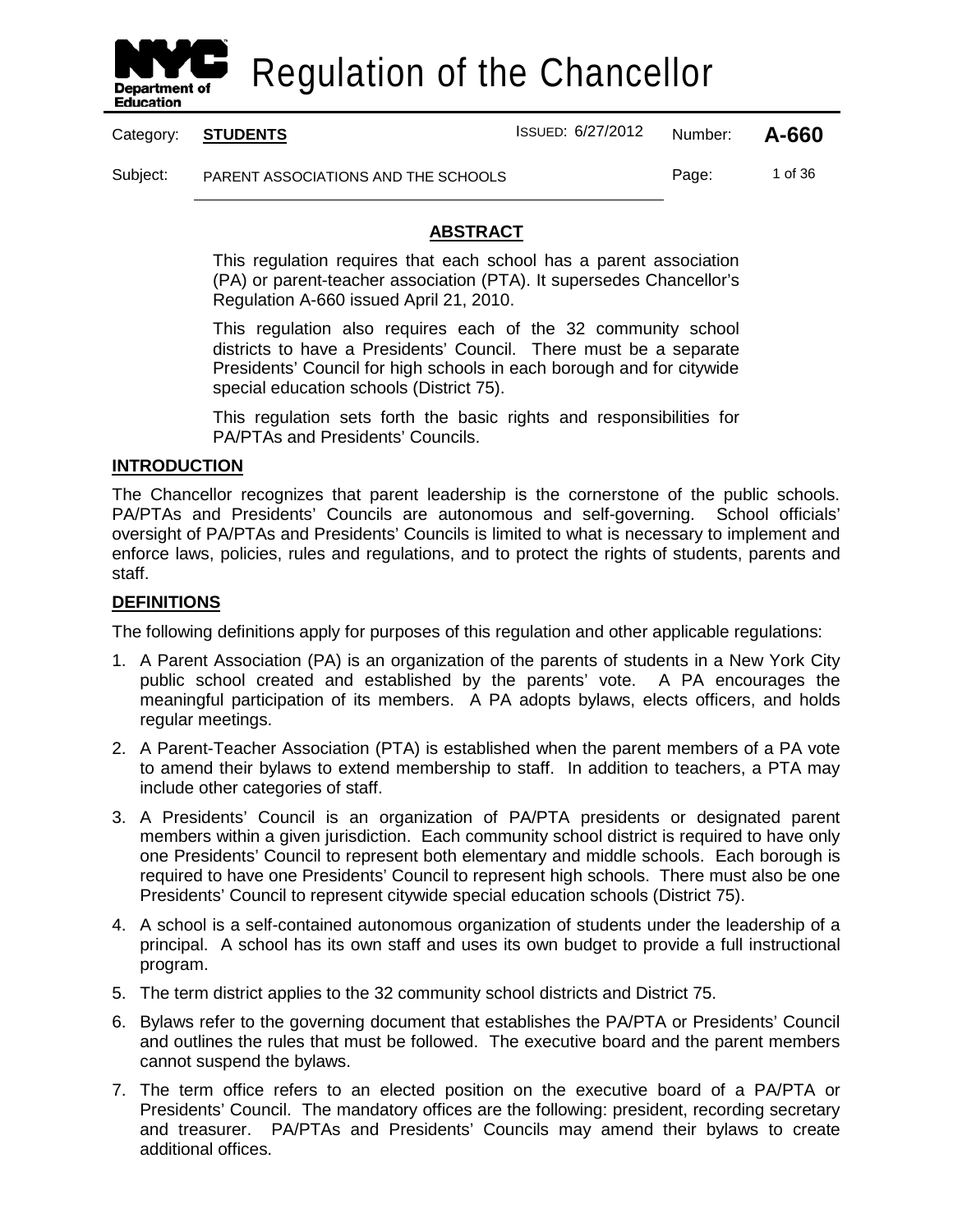# Regulation of the Chancellor

| Category: | **STUDENTS** | ISSUED: 6/27/2012 | Number: | **A-660** |
|---|---|---|---|---|
| Subject: | PARENT ASSOCIATIONS AND THE SCHOOLS | | Page: | 1 of 36 |

## ABSTRACT

This regulation requires that each school has a parent association (PA) or parent-teacher association (PTA). It supersedes Chancellor's Regulation A-660 issued April 21, 2010.

This regulation also requires each of the 32 community school districts to have a Presidents' Council. There must be a separate Presidents' Council for high schools in each borough and for citywide special education schools (District 75).

This regulation sets forth the basic rights and responsibilities for PA/PTAs and Presidents' Councils.

## INTRODUCTION

The Chancellor recognizes that parent leadership is the cornerstone of the public schools. PA/PTAs and Presidents' Councils are autonomous and self-governing. School officials' oversight of PA/PTAs and Presidents' Councils is limited to what is necessary to implement and enforce laws, policies, rules and regulations, and to protect the rights of students, parents and staff.

## DEFINITIONS

The following definitions apply for purposes of this regulation and other applicable regulations:

1. A Parent Association (PA) is an organization of the parents of students in a New York City public school created and established by the parents' vote. A PA encourages the meaningful participation of its members. A PA adopts bylaws, elects officers, and holds regular meetings.
2. A Parent-Teacher Association (PTA) is established when the parent members of a PA vote to amend their bylaws to extend membership to staff. In addition to teachers, a PTA may include other categories of staff.
3. A Presidents' Council is an organization of PA/PTA presidents or designated parent members within a given jurisdiction. Each community school district is required to have only one Presidents' Council to represent both elementary and middle schools. Each borough is required to have one Presidents' Council to represent high schools. There must also be one Presidents' Council to represent citywide special education schools (District 75).
4. A school is a self-contained autonomous organization of students under the leadership of a principal. A school has its own staff and uses its own budget to provide a full instructional program.
5. The term district applies to the 32 community school districts and District 75.
6. Bylaws refer to the governing document that establishes the PA/PTA or Presidents' Council and outlines the rules that must be followed. The executive board and the parent members cannot suspend the bylaws.
7. The term office refers to an elected position on the executive board of a PA/PTA or Presidents' Council. The mandatory offices are the following: president, recording secretary and treasurer. PA/PTAs and Presidents' Councils may amend their bylaws to create additional offices.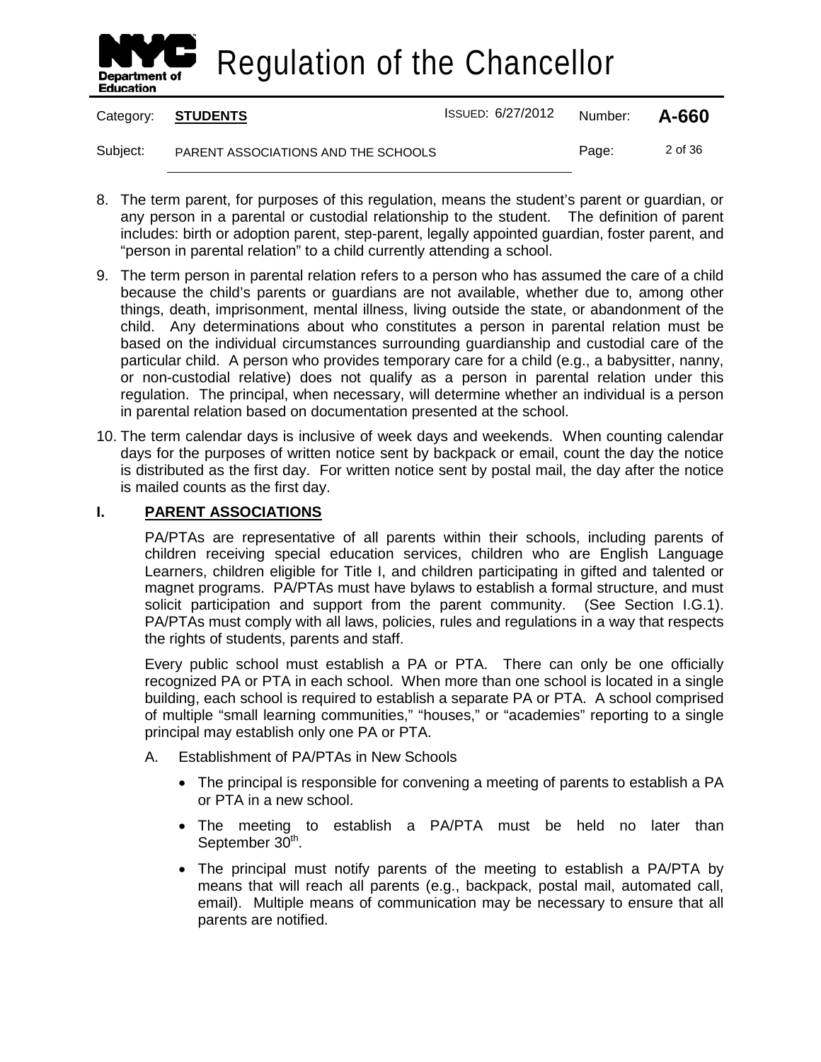8. The term parent, for purposes of this regulation, means the student's parent or guardian, or any person in a parental or custodial relationship to the student. The definition of parent includes: birth or adoption parent, step-parent, legally appointed guardian, foster parent, and "person in parental relation" to a child currently attending a school.

9. The term person in parental relation refers to a person who has assumed the care of a child because the child's parents or guardians are not available, whether due to, among other things, death, imprisonment, mental illness, living outside the state, or abandonment of the child. Any determinations about who constitutes a person in parental relation must be based on the individual circumstances surrounding guardianship and custodial care of the particular child. A person who provides temporary care for a child (e.g., a babysitter, nanny, or non-custodial relative) does not qualify as a person in parental relation under this regulation. The principal, when necessary, will determine whether an individual is a person in parental relation based on documentation presented at the school.

10. The term calendar days is inclusive of week days and weekends. When counting calendar days for the purposes of written notice sent by backpack or email, count the day the notice is distributed as the first day. For written notice sent by postal mail, the day after the notice is mailed counts as the first day.

## I. PARENT ASSOCIATIONS

PA/PTAs are representative of all parents within their schools, including parents of children receiving special education services, children who are English Language Learners, children eligible for Title I, and children participating in gifted and talented or magnet programs. PA/PTAs must have bylaws to establish a formal structure, and must solicit participation and support from the parent community. (See Section I.G.1). PA/PTAs must comply with all laws, policies, rules and regulations in a way that respects the rights of students, parents and staff.

Every public school must establish a PA or PTA. There can only be one officially recognized PA or PTA in each school. When more than one school is located in a single building, each school is required to establish a separate PA or PTA. A school comprised of multiple "small learning communities," "houses," or "academies" reporting to a single principal may establish only one PA or PTA.

A. Establishment of PA/PTAs in New Schools

- The principal is responsible for convening a meeting of parents to establish a PA or PTA in a new school.
- The meeting to establish a PA/PTA must be held no later than September 30th.
- The principal must notify parents of the meeting to establish a PA/PTA by means that will reach all parents (e.g., backpack, postal mail, automated call, email). Multiple means of communication may be necessary to ensure that all parents are notified.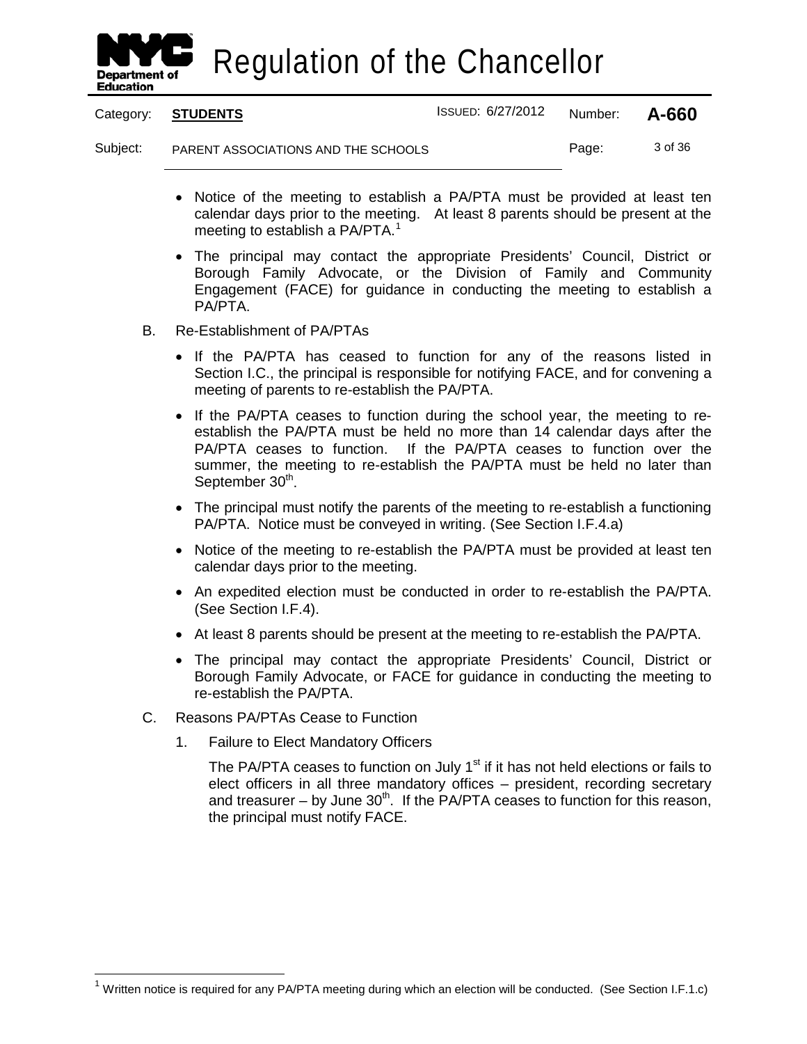- Notice of the meeting to establish a PA/PTA must be provided at least ten calendar days prior to the meeting. At least 8 parents should be present at the meeting to establish a PA/PTA.[1]
- The principal may contact the appropriate Presidents' Council, District or Borough Family Advocate, or the Division of Family and Community Engagement (FACE) for guidance in conducting the meeting to establish a PA/PTA.

B. Re-Establishment of PA/PTAs

- If the PA/PTA has ceased to function for any of the reasons listed in Section I.C., the principal is responsible for notifying FACE, and for convening a meeting of parents to re-establish the PA/PTA.
- If the PA/PTA ceases to function during the school year, the meeting to re-establish the PA/PTA must be held no more than 14 calendar days after the PA/PTA ceases to function. If the PA/PTA ceases to function over the summer, the meeting to re-establish the PA/PTA must be held no later than September 30th.
- The principal must notify the parents of the meeting to re-establish a functioning PA/PTA. Notice must be conveyed in writing. (See Section I.F.4.a)
- Notice of the meeting to re-establish the PA/PTA must be provided at least ten calendar days prior to the meeting.
- An expedited election must be conducted in order to re-establish the PA/PTA. (See Section I.F.4).
- At least 8 parents should be present at the meeting to re-establish the PA/PTA.
- The principal may contact the appropriate Presidents' Council, District or Borough Family Advocate, or FACE for guidance in conducting the meeting to re-establish the PA/PTA.

C. Reasons PA/PTAs Cease to Function

1. Failure to Elect Mandatory Officers

   The PA/PTA ceases to function on July 1st if it has not held elections or fails to elect officers in all three mandatory offices – president, recording secretary and treasurer – by June 30th. If the PA/PTA ceases to function for this reason, the principal must notify FACE.

[1] Written notice is required for any PA/PTA meeting during which an election will be conducted. (See Section I.F.1.c)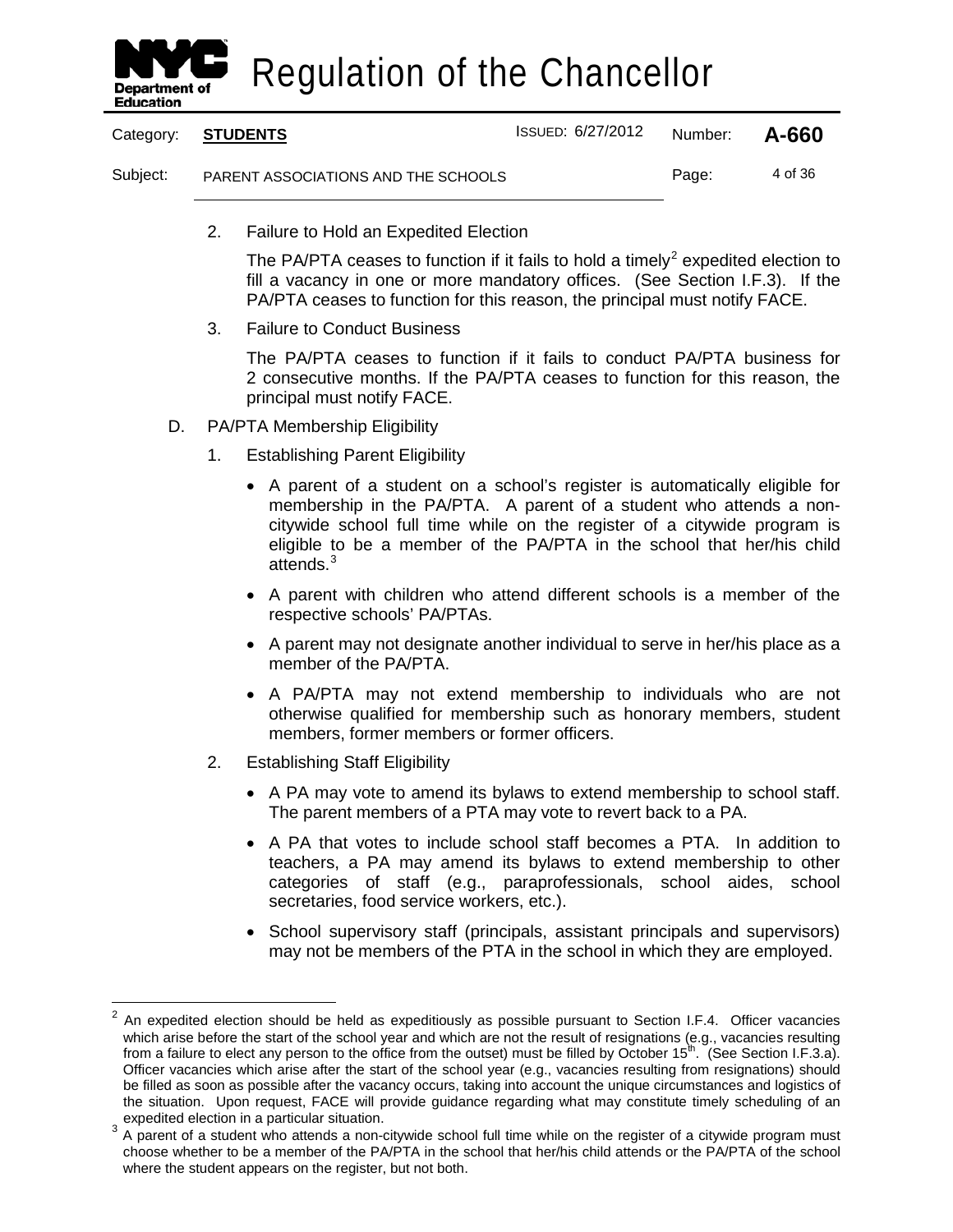2. Failure to Hold an Expedited Election

   The PA/PTA ceases to function if it fails to hold a timely[2] expedited election to fill a vacancy in one or more mandatory offices. (See Section I.F.3). If the PA/PTA ceases to function for this reason, the principal must notify FACE.

3. Failure to Conduct Business

   The PA/PTA ceases to function if it fails to conduct PA/PTA business for 2 consecutive months. If the PA/PTA ceases to function for this reason, the principal must notify FACE.

D. PA/PTA Membership Eligibility

1. Establishing Parent Eligibility

   - A parent of a student on a school's register is automatically eligible for membership in the PA/PTA. A parent of a student who attends a non-citywide school full time while on the register of a citywide program is eligible to be a member of the PA/PTA in the school that her/his child attends.[3]
   - A parent with children who attend different schools is a member of the respective schools' PA/PTAs.
   - A parent may not designate another individual to serve in her/his place as a member of the PA/PTA.
   - A PA/PTA may not extend membership to individuals who are not otherwise qualified for membership such as honorary members, student members, former members or former officers.

2. Establishing Staff Eligibility

   - A PA may vote to amend its bylaws to extend membership to school staff. The parent members of a PTA may vote to revert back to a PA.
   - A PA that votes to include school staff becomes a PTA. In addition to teachers, a PA may amend its bylaws to extend membership to other categories of staff (e.g., paraprofessionals, school aides, school secretaries, food service workers, etc.).
   - School supervisory staff (principals, assistant principals and supervisors) may not be members of the PTA in the school in which they are employed.

---

[2] An expedited election should be held as expeditiously as possible pursuant to Section I.F.4. Officer vacancies which arise before the start of the school year and which are not the result of resignations (e.g., vacancies resulting from a failure to elect any person to the office from the outset) must be filled by October 15th. (See Section I.F.3.a). Officer vacancies which arise after the start of the school year (e.g., vacancies resulting from resignations) should be filled as soon as possible after the vacancy occurs, taking into account the unique circumstances and logistics of the situation. Upon request, FACE will provide guidance regarding what may constitute timely scheduling of an expedited election in a particular situation.

[3] A parent of a student who attends a non-citywide school full time while on the register of a citywide program must choose whether to be a member of the PA/PTA in the school that her/his child attends or the PA/PTA of the school where the student appears on the register, but not both.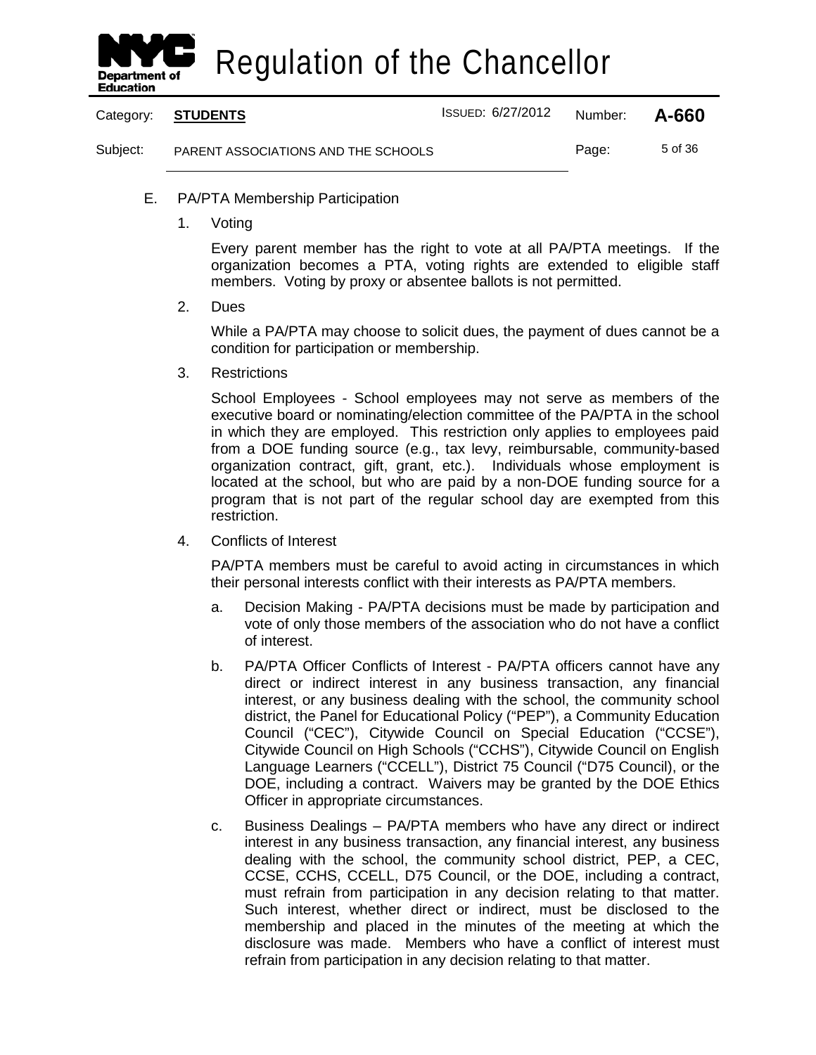E. PA/PTA Membership Participation

1. Voting

   Every parent member has the right to vote at all PA/PTA meetings. If the organization becomes a PTA, voting rights are extended to eligible staff members. Voting by proxy or absentee ballots is not permitted.

2. Dues

   While a PA/PTA may choose to solicit dues, the payment of dues cannot be a condition for participation or membership.

3. Restrictions

   School Employees - School employees may not serve as members of the executive board or nominating/election committee of the PA/PTA in the school in which they are employed. This restriction only applies to employees paid from a DOE funding source (e.g., tax levy, reimbursable, community-based organization contract, gift, grant, etc.). Individuals whose employment is located at the school, but who are paid by a non-DOE funding source for a program that is not part of the regular school day are exempted from this restriction.

4. Conflicts of Interest

   PA/PTA members must be careful to avoid acting in circumstances in which their personal interests conflict with their interests as PA/PTA members.

   a. Decision Making - PA/PTA decisions must be made by participation and vote of only those members of the association who do not have a conflict of interest.

   b. PA/PTA Officer Conflicts of Interest - PA/PTA officers cannot have any direct or indirect interest in any business transaction, any financial interest, or any business dealing with the school, the community school district, the Panel for Educational Policy ("PEP"), a Community Education Council ("CEC"), Citywide Council on Special Education ("CCSE"), Citywide Council on High Schools ("CCHS"), Citywide Council on English Language Learners ("CCELL"), District 75 Council ("D75 Council), or the DOE, including a contract. Waivers may be granted by the DOE Ethics Officer in appropriate circumstances.

   c. Business Dealings – PA/PTA members who have any direct or indirect interest in any business transaction, any financial interest, any business dealing with the school, the community school district, PEP, a CEC, CCSE, CCHS, CCELL, D75 Council, or the DOE, including a contract, must refrain from participation in any decision relating to that matter. Such interest, whether direct or indirect, must be disclosed to the membership and placed in the minutes of the meeting at which the disclosure was made. Members who have a conflict of interest must refrain from participation in any decision relating to that matter.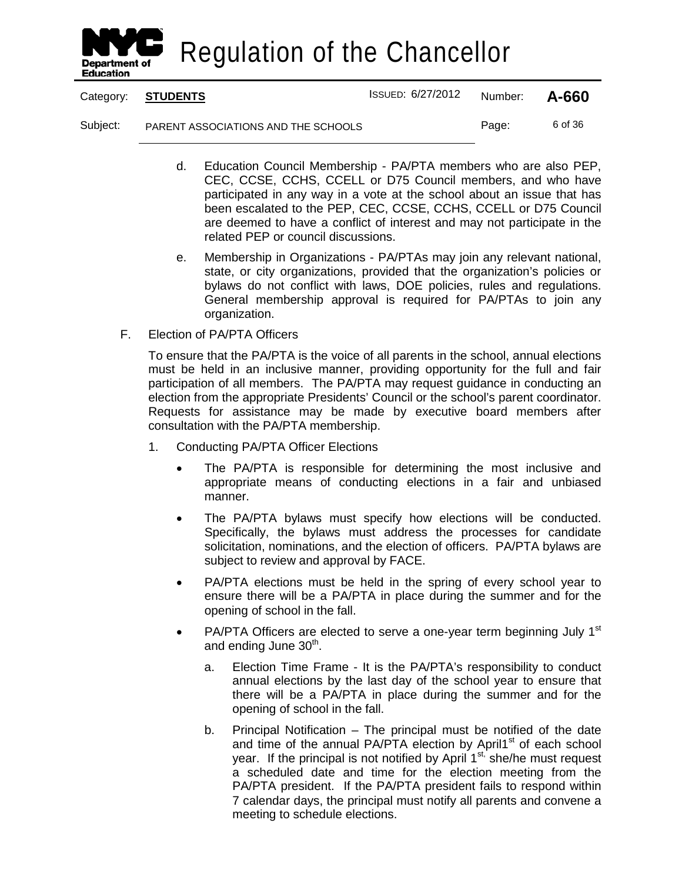d. Education Council Membership - PA/PTA members who are also PEP, CEC, CCSE, CCHS, CCELL or D75 Council members, and who have participated in any way in a vote at the school about an issue that has been escalated to the PEP, CEC, CCSE, CCHS, CCELL or D75 Council are deemed to have a conflict of interest and may not participate in the related PEP or council discussions.

e. Membership in Organizations - PA/PTAs may join any relevant national, state, or city organizations, provided that the organization's policies or bylaws do not conflict with laws, DOE policies, rules and regulations. General membership approval is required for PA/PTAs to join any organization.

F. Election of PA/PTA Officers

To ensure that the PA/PTA is the voice of all parents in the school, annual elections must be held in an inclusive manner, providing opportunity for the full and fair participation of all members. The PA/PTA may request guidance in conducting an election from the appropriate Presidents' Council or the school's parent coordinator. Requests for assistance may be made by executive board members after consultation with the PA/PTA membership.

1. Conducting PA/PTA Officer Elections

- The PA/PTA is responsible for determining the most inclusive and appropriate means of conducting elections in a fair and unbiased manner.
- The PA/PTA bylaws must specify how elections will be conducted. Specifically, the bylaws must address the processes for candidate solicitation, nominations, and the election of officers. PA/PTA bylaws are subject to review and approval by FACE.
- PA/PTA elections must be held in the spring of every school year to ensure there will be a PA/PTA in place during the summer and for the opening of school in the fall.
- PA/PTA Officers are elected to serve a one-year term beginning July 1st and ending June 30th.

a. Election Time Frame - It is the PA/PTA's responsibility to conduct annual elections by the last day of the school year to ensure that there will be a PA/PTA in place during the summer and for the opening of school in the fall.

b. Principal Notification – The principal must be notified of the date and time of the annual PA/PTA election by April1st of each school year. If the principal is not notified by April 1st, she/he must request a scheduled date and time for the election meeting from the PA/PTA president. If the PA/PTA president fails to respond within 7 calendar days, the principal must notify all parents and convene a meeting to schedule elections.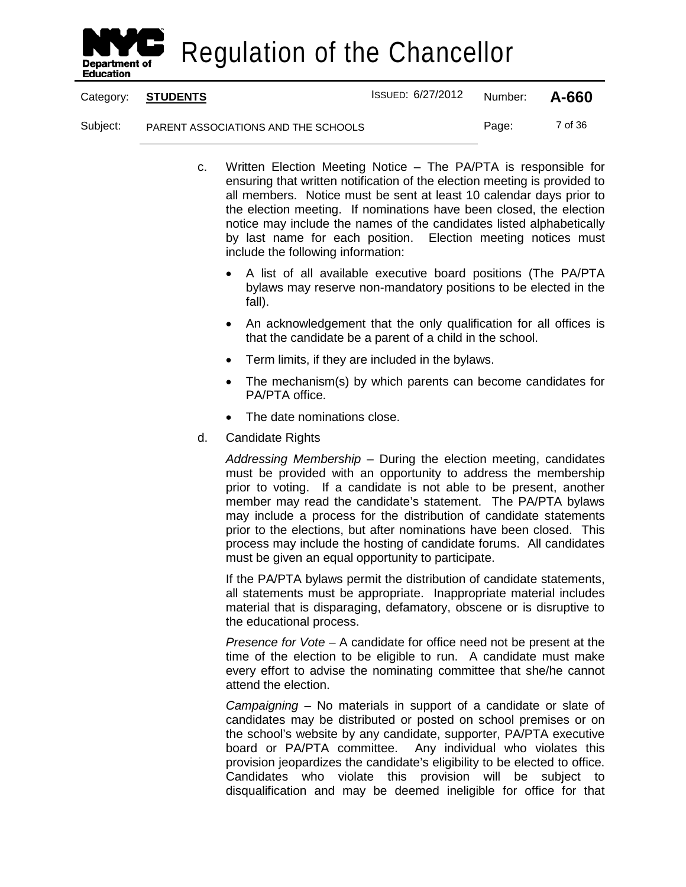c. Written Election Meeting Notice – The PA/PTA is responsible for ensuring that written notification of the election meeting is provided to all members. Notice must be sent at least 10 calendar days prior to the election meeting. If nominations have been closed, the election notice may include the names of the candidates listed alphabetically by last name for each position. Election meeting notices must include the following information:

- A list of all available executive board positions (The PA/PTA bylaws may reserve non-mandatory positions to be elected in the fall).
- An acknowledgement that the only qualification for all offices is that the candidate be a parent of a child in the school.
- Term limits, if they are included in the bylaws.
- The mechanism(s) by which parents can become candidates for PA/PTA office.
- The date nominations close.

d. Candidate Rights

*Addressing Membership* – During the election meeting, candidates must be provided with an opportunity to address the membership prior to voting. If a candidate is not able to be present, another member may read the candidate's statement. The PA/PTA bylaws may include a process for the distribution of candidate statements prior to the elections, but after nominations have been closed. This process may include the hosting of candidate forums. All candidates must be given an equal opportunity to participate.

If the PA/PTA bylaws permit the distribution of candidate statements, all statements must be appropriate. Inappropriate material includes material that is disparaging, defamatory, obscene or is disruptive to the educational process.

*Presence for Vote* – A candidate for office need not be present at the time of the election to be eligible to run. A candidate must make every effort to advise the nominating committee that she/he cannot attend the election.

*Campaigning* – No materials in support of a candidate or slate of candidates may be distributed or posted on school premises or on the school's website by any candidate, supporter, PA/PTA executive board or PA/PTA committee. Any individual who violates this provision jeopardizes the candidate's eligibility to be elected to office. Candidates who violate this provision will be subject to disqualification and may be deemed ineligible for office for that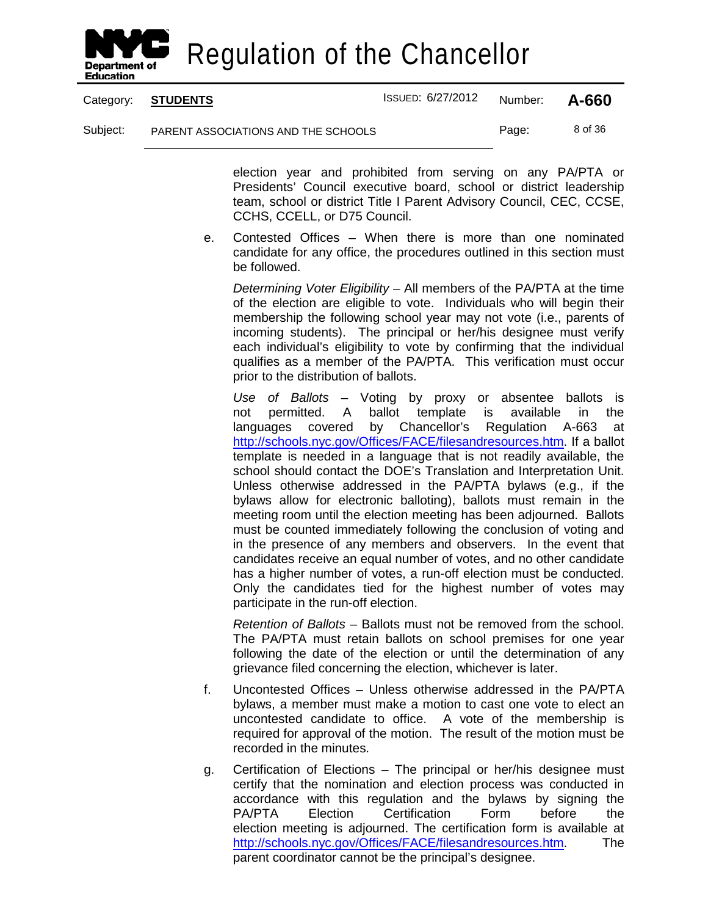election year and prohibited from serving on any PA/PTA or Presidents' Council executive board, school or district leadership team, school or district Title I Parent Advisory Council, CEC, CCSE, CCHS, CCELL, or D75 Council.

e. Contested Offices – When there is more than one nominated candidate for any office, the procedures outlined in this section must be followed.

*Determining Voter Eligibility* – All members of the PA/PTA at the time of the election are eligible to vote. Individuals who will begin their membership the following school year may not vote (i.e., parents of incoming students). The principal or her/his designee must verify each individual's eligibility to vote by confirming that the individual qualifies as a member of the PA/PTA. This verification must occur prior to the distribution of ballots.

*Use of Ballots* – Voting by proxy or absentee ballots is not permitted. A ballot template is available in the languages covered by Chancellor's Regulation A-663 at [http://schools.nyc.gov/Offices/FACE/filesandresources.htm](http://schools.nyc.gov/Offices/FACE/filesandresources.htm). If a ballot template is needed in a language that is not readily available, the school should contact the DOE's Translation and Interpretation Unit. Unless otherwise addressed in the PA/PTA bylaws (e.g., if the bylaws allow for electronic balloting), ballots must remain in the meeting room until the election meeting has been adjourned. Ballots must be counted immediately following the conclusion of voting and in the presence of any members and observers. In the event that candidates receive an equal number of votes, and no other candidate has a higher number of votes, a run-off election must be conducted. Only the candidates tied for the highest number of votes may participate in the run-off election.

*Retention of Ballots* – Ballots must not be removed from the school. The PA/PTA must retain ballots on school premises for one year following the date of the election or until the determination of any grievance filed concerning the election, whichever is later.

f. Uncontested Offices – Unless otherwise addressed in the PA/PTA bylaws, a member must make a motion to cast one vote to elect an uncontested candidate to office. A vote of the membership is required for approval of the motion. The result of the motion must be recorded in the minutes.

g. Certification of Elections – The principal or her/his designee must certify that the nomination and election process was conducted in accordance with this regulation and the bylaws by signing the PA/PTA Election Certification Form before the election meeting is adjourned. The certification form is available at [http://schools.nyc.gov/Offices/FACE/filesandresources.htm](http://schools.nyc.gov/Offices/FACE/filesandresources.htm). The parent coordinator cannot be the principal's designee.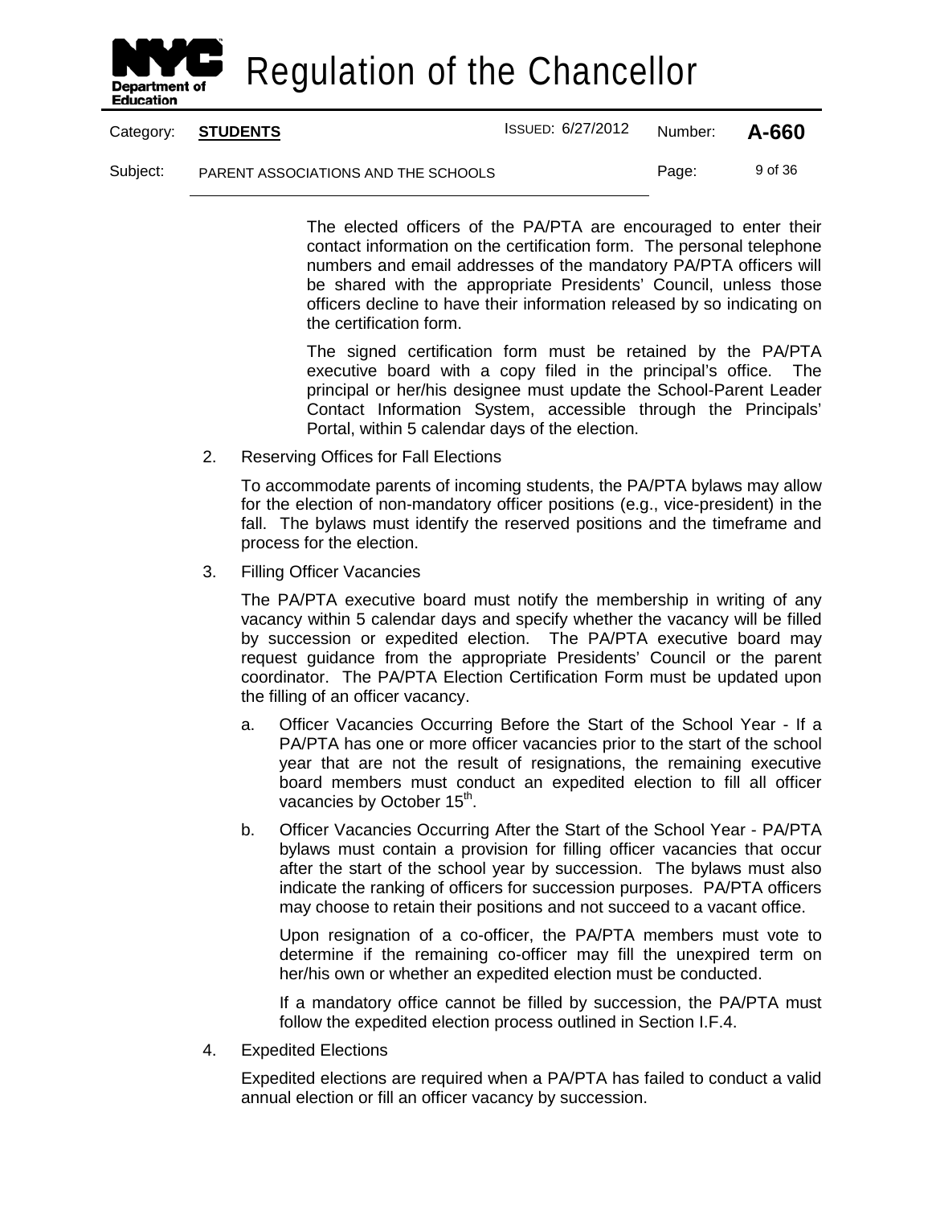The elected officers of the PA/PTA are encouraged to enter their contact information on the certification form. The personal telephone numbers and email addresses of the mandatory PA/PTA officers will be shared with the appropriate Presidents' Council, unless those officers decline to have their information released by so indicating on the certification form.

The signed certification form must be retained by the PA/PTA executive board with a copy filed in the principal's office. The principal or her/his designee must update the School-Parent Leader Contact Information System, accessible through the Principals' Portal, within 5 calendar days of the election.

2. Reserving Offices for Fall Elections

   To accommodate parents of incoming students, the PA/PTA bylaws may allow for the election of non-mandatory officer positions (e.g., vice-president) in the fall. The bylaws must identify the reserved positions and the timeframe and process for the election.

3. Filling Officer Vacancies

   The PA/PTA executive board must notify the membership in writing of any vacancy within 5 calendar days and specify whether the vacancy will be filled by succession or expedited election. The PA/PTA executive board may request guidance from the appropriate Presidents' Council or the parent coordinator. The PA/PTA Election Certification Form must be updated upon the filling of an officer vacancy.

   a. Officer Vacancies Occurring Before the Start of the School Year - If a PA/PTA has one or more officer vacancies prior to the start of the school year that are not the result of resignations, the remaining executive board members must conduct an expedited election to fill all officer vacancies by October 15th.

   b. Officer Vacancies Occurring After the Start of the School Year - PA/PTA bylaws must contain a provision for filling officer vacancies that occur after the start of the school year by succession. The bylaws must also indicate the ranking of officers for succession purposes. PA/PTA officers may choose to retain their positions and not succeed to a vacant office.

      Upon resignation of a co-officer, the PA/PTA members must vote to determine if the remaining co-officer may fill the unexpired term on her/his own or whether an expedited election must be conducted.

      If a mandatory office cannot be filled by succession, the PA/PTA must follow the expedited election process outlined in Section I.F.4.

4. Expedited Elections

   Expedited elections are required when a PA/PTA has failed to conduct a valid annual election or fill an officer vacancy by succession.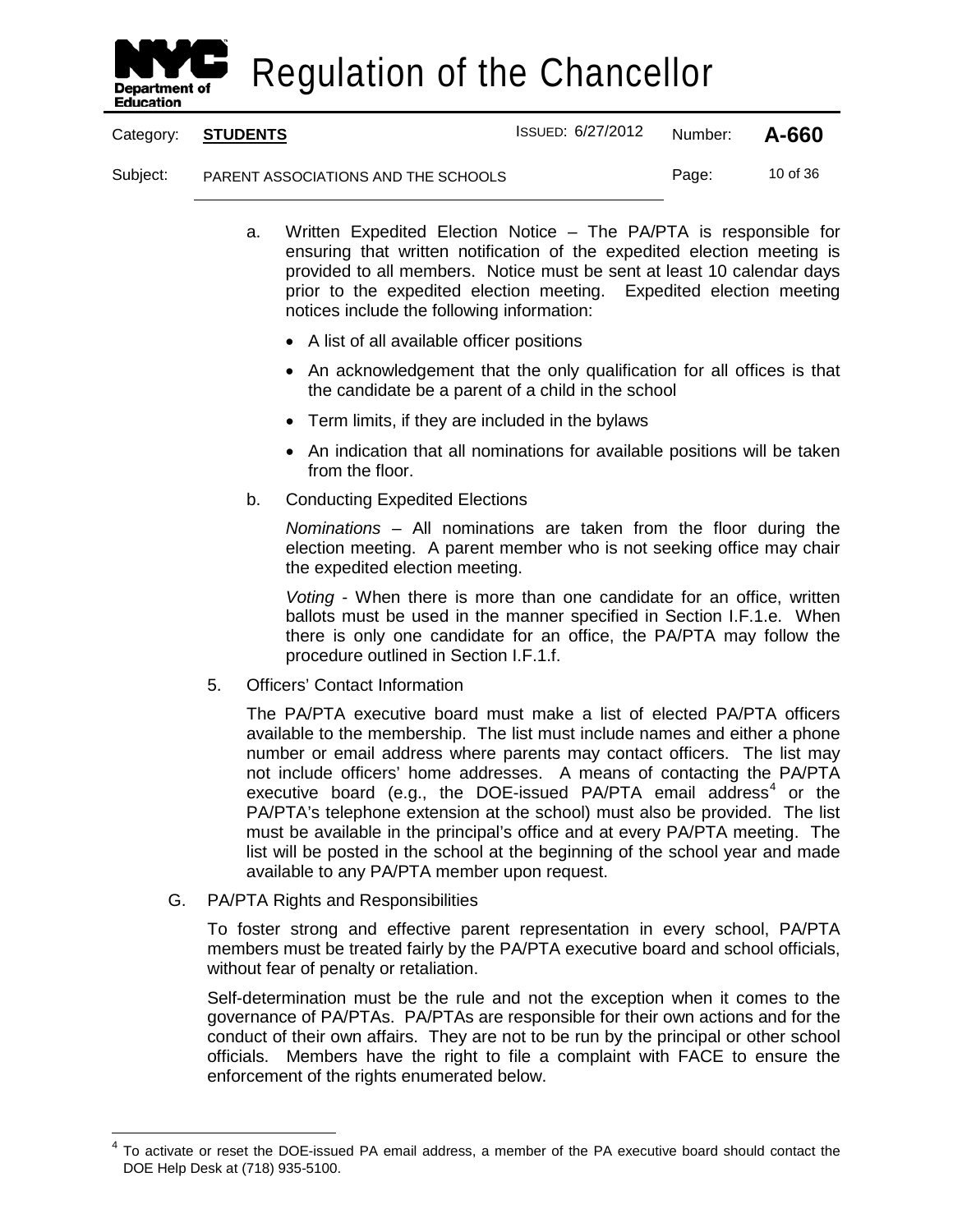a. Written Expedited Election Notice – The PA/PTA is responsible for ensuring that written notification of the expedited election meeting is provided to all members. Notice must be sent at least 10 calendar days prior to the expedited election meeting. Expedited election meeting notices include the following information:

- A list of all available officer positions
- An acknowledgement that the only qualification for all offices is that the candidate be a parent of a child in the school
- Term limits, if they are included in the bylaws
- An indication that all nominations for available positions will be taken from the floor.

b. Conducting Expedited Elections

*Nominations* – All nominations are taken from the floor during the election meeting. A parent member who is not seeking office may chair the expedited election meeting.

*Voting* - When there is more than one candidate for an office, written ballots must be used in the manner specified in Section I.F.1.e. When there is only one candidate for an office, the PA/PTA may follow the procedure outlined in Section I.F.1.f.

5. Officers' Contact Information

The PA/PTA executive board must make a list of elected PA/PTA officers available to the membership. The list must include names and either a phone number or email address where parents may contact officers. The list may not include officers' home addresses. A means of contacting the PA/PTA executive board (e.g., the DOE-issued PA/PTA email address[4] or the PA/PTA's telephone extension at the school) must also be provided. The list must be available in the principal's office and at every PA/PTA meeting. The list will be posted in the school at the beginning of the school year and made available to any PA/PTA member upon request.

G. PA/PTA Rights and Responsibilities

To foster strong and effective parent representation in every school, PA/PTA members must be treated fairly by the PA/PTA executive board and school officials, without fear of penalty or retaliation.

Self-determination must be the rule and not the exception when it comes to the governance of PA/PTAs. PA/PTAs are responsible for their own actions and for the conduct of their own affairs. They are not to be run by the principal or other school officials. Members have the right to file a complaint with FACE to ensure the enforcement of the rights enumerated below.

---

[4] To activate or reset the DOE-issued PA email address, a member of the PA executive board should contact the DOE Help Desk at (718) 935-5100.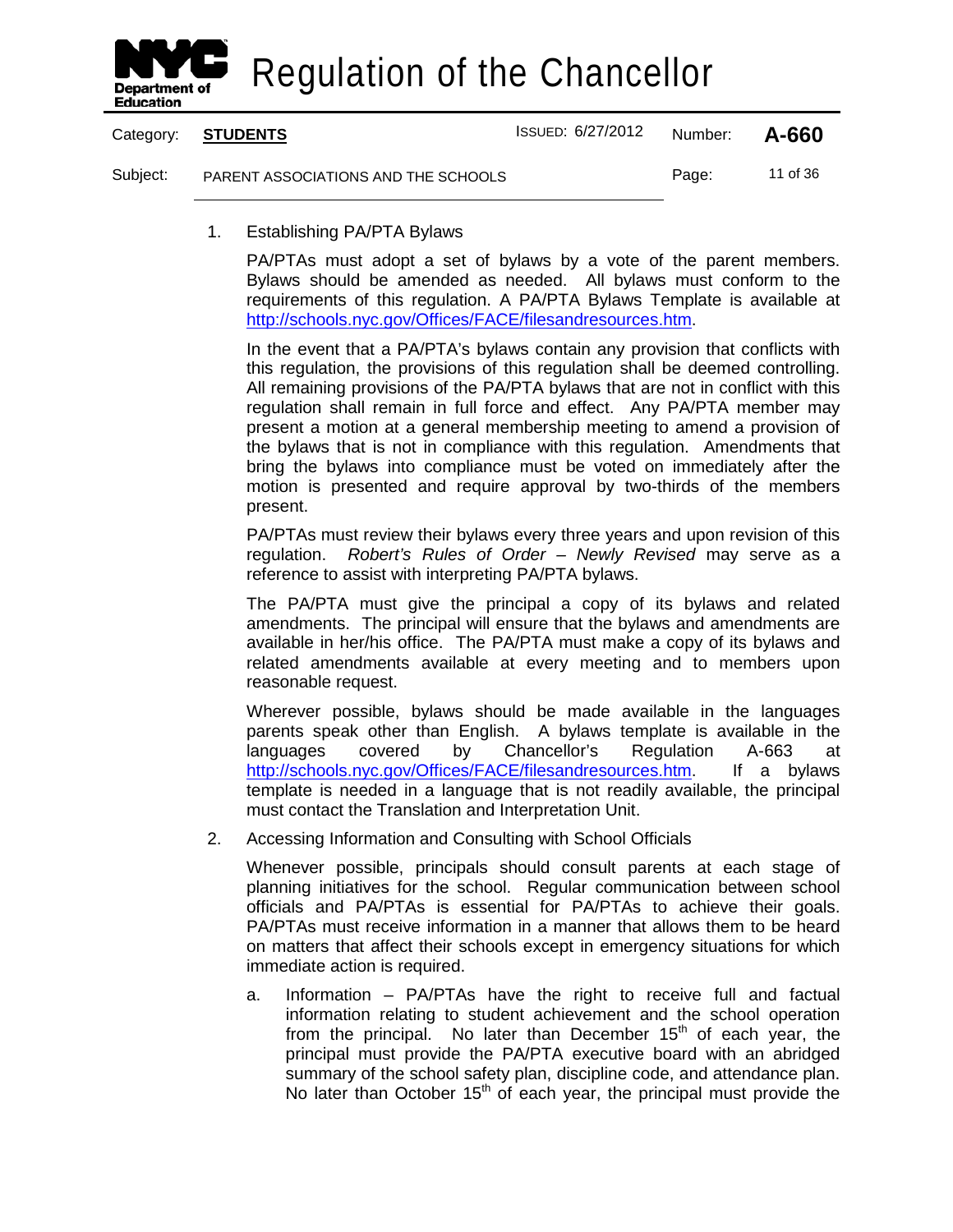1. Establishing PA/PTA Bylaws

   PA/PTAs must adopt a set of bylaws by a vote of the parent members. Bylaws should be amended as needed. All bylaws must conform to the requirements of this regulation. A PA/PTA Bylaws Template is available at http://schools.nyc.gov/Offices/FACE/filesandresources.htm.

   In the event that a PA/PTA's bylaws contain any provision that conflicts with this regulation, the provisions of this regulation shall be deemed controlling. All remaining provisions of the PA/PTA bylaws that are not in conflict with this regulation shall remain in full force and effect. Any PA/PTA member may present a motion at a general membership meeting to amend a provision of the bylaws that is not in compliance with this regulation. Amendments that bring the bylaws into compliance must be voted on immediately after the motion is presented and require approval by two-thirds of the members present.

   PA/PTAs must review their bylaws every three years and upon revision of this regulation. *Robert's Rules of Order – Newly Revised* may serve as a reference to assist with interpreting PA/PTA bylaws.

   The PA/PTA must give the principal a copy of its bylaws and related amendments. The principal will ensure that the bylaws and amendments are available in her/his office. The PA/PTA must make a copy of its bylaws and related amendments available at every meeting and to members upon reasonable request.

   Wherever possible, bylaws should be made available in the languages parents speak other than English. A bylaws template is available in the languages covered by Chancellor's Regulation A-663 at http://schools.nyc.gov/Offices/FACE/filesandresources.htm. If a bylaws template is needed in a language that is not readily available, the principal must contact the Translation and Interpretation Unit.

2. Accessing Information and Consulting with School Officials

   Whenever possible, principals should consult parents at each stage of planning initiatives for the school. Regular communication between school officials and PA/PTAs is essential for PA/PTAs to achieve their goals. PA/PTAs must receive information in a manner that allows them to be heard on matters that affect their schools except in emergency situations for which immediate action is required.

   a. Information – PA/PTAs have the right to receive full and factual information relating to student achievement and the school operation from the principal. No later than December 15th of each year, the principal must provide the PA/PTA executive board with an abridged summary of the school safety plan, discipline code, and attendance plan. No later than October 15th of each year, the principal must provide the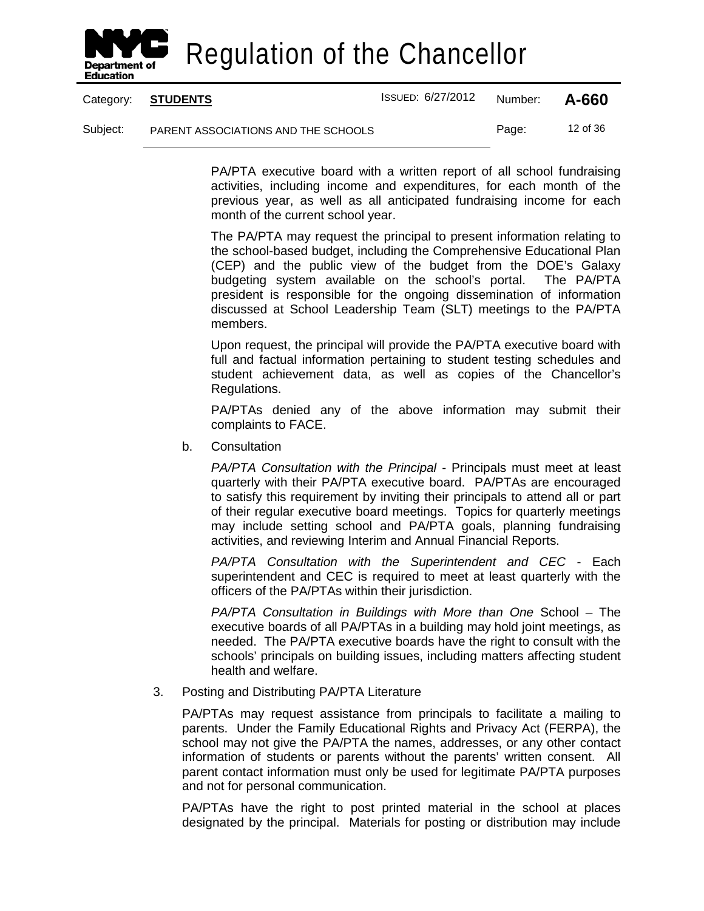PA/PTA executive board with a written report of all school fundraising activities, including income and expenditures, for each month of the previous year, as well as all anticipated fundraising income for each month of the current school year.

The PA/PTA may request the principal to present information relating to the school-based budget, including the Comprehensive Educational Plan (CEP) and the public view of the budget from the DOE's Galaxy budgeting system available on the school's portal. The PA/PTA president is responsible for the ongoing dissemination of information discussed at School Leadership Team (SLT) meetings to the PA/PTA members.

Upon request, the principal will provide the PA/PTA executive board with full and factual information pertaining to student testing schedules and student achievement data, as well as copies of the Chancellor's Regulations.

PA/PTAs denied any of the above information may submit their complaints to FACE.

b. Consultation

*PA/PTA Consultation with the Principal* - Principals must meet at least quarterly with their PA/PTA executive board. PA/PTAs are encouraged to satisfy this requirement by inviting their principals to attend all or part of their regular executive board meetings. Topics for quarterly meetings may include setting school and PA/PTA goals, planning fundraising activities, and reviewing Interim and Annual Financial Reports.

*PA/PTA Consultation with the Superintendent and CEC* - Each superintendent and CEC is required to meet at least quarterly with the officers of the PA/PTAs within their jurisdiction.

*PA/PTA Consultation in Buildings with More than One* School – The executive boards of all PA/PTAs in a building may hold joint meetings, as needed. The PA/PTA executive boards have the right to consult with the schools' principals on building issues, including matters affecting student health and welfare.

3. Posting and Distributing PA/PTA Literature

PA/PTAs may request assistance from principals to facilitate a mailing to parents. Under the Family Educational Rights and Privacy Act (FERPA), the school may not give the PA/PTA the names, addresses, or any other contact information of students or parents without the parents' written consent. All parent contact information must only be used for legitimate PA/PTA purposes and not for personal communication.

PA/PTAs have the right to post printed material in the school at places designated by the principal. Materials for posting or distribution may include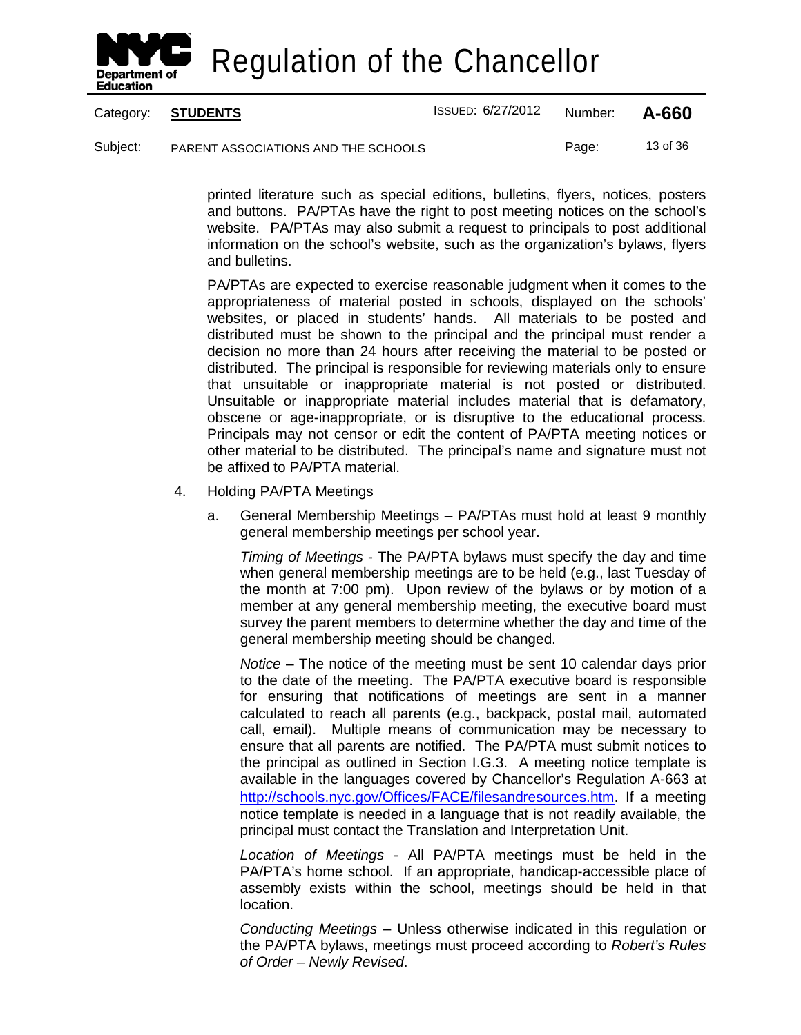printed literature such as special editions, bulletins, flyers, notices, posters and buttons. PA/PTAs have the right to post meeting notices on the school's website. PA/PTAs may also submit a request to principals to post additional information on the school's website, such as the organization's bylaws, flyers and bulletins.

PA/PTAs are expected to exercise reasonable judgment when it comes to the appropriateness of material posted in schools, displayed on the schools' websites, or placed in students' hands. All materials to be posted and distributed must be shown to the principal and the principal must render a decision no more than 24 hours after receiving the material to be posted or distributed. The principal is responsible for reviewing materials only to ensure that unsuitable or inappropriate material is not posted or distributed. Unsuitable or inappropriate material includes material that is defamatory, obscene or age-inappropriate, or is disruptive to the educational process. Principals may not censor or edit the content of PA/PTA meeting notices or other material to be distributed. The principal's name and signature must not be affixed to PA/PTA material.

4. Holding PA/PTA Meetings

   a. General Membership Meetings – PA/PTAs must hold at least 9 monthly general membership meetings per school year.

      *Timing of Meetings* - The PA/PTA bylaws must specify the day and time when general membership meetings are to be held (e.g., last Tuesday of the month at 7:00 pm). Upon review of the bylaws or by motion of a member at any general membership meeting, the executive board must survey the parent members to determine whether the day and time of the general membership meeting should be changed.

      *Notice* – The notice of the meeting must be sent 10 calendar days prior to the date of the meeting. The PA/PTA executive board is responsible for ensuring that notifications of meetings are sent in a manner calculated to reach all parents (e.g., backpack, postal mail, automated call, email). Multiple means of communication may be necessary to ensure that all parents are notified. The PA/PTA must submit notices to the principal as outlined in Section I.G.3. A meeting notice template is available in the languages covered by Chancellor's Regulation A-663 at http://schools.nyc.gov/Offices/FACE/filesandresources.htm. If a meeting notice template is needed in a language that is not readily available, the principal must contact the Translation and Interpretation Unit.

      *Location of Meetings* - All PA/PTA meetings must be held in the PA/PTA's home school. If an appropriate, handicap-accessible place of assembly exists within the school, meetings should be held in that location.

      *Conducting Meetings* – Unless otherwise indicated in this regulation or the PA/PTA bylaws, meetings must proceed according to *Robert's Rules of Order – Newly Revised*.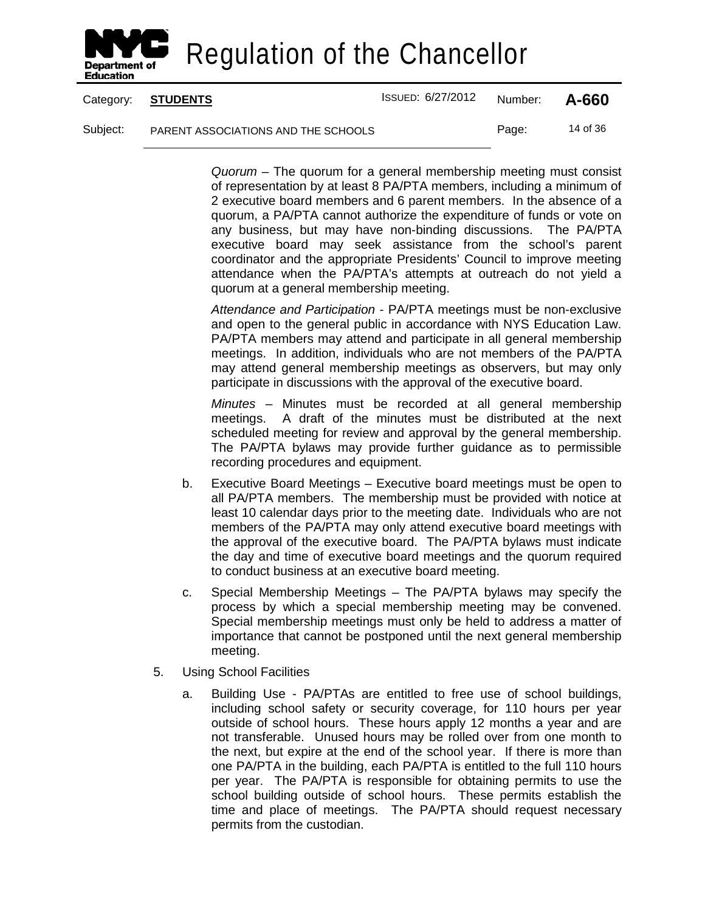*Quorum* – The quorum for a general membership meeting must consist of representation by at least 8 PA/PTA members, including a minimum of 2 executive board members and 6 parent members. In the absence of a quorum, a PA/PTA cannot authorize the expenditure of funds or vote on any business, but may have non-binding discussions. The PA/PTA executive board may seek assistance from the school's parent coordinator and the appropriate Presidents' Council to improve meeting attendance when the PA/PTA's attempts at outreach do not yield a quorum at a general membership meeting.

*Attendance and Participation* - PA/PTA meetings must be non-exclusive and open to the general public in accordance with NYS Education Law. PA/PTA members may attend and participate in all general membership meetings. In addition, individuals who are not members of the PA/PTA may attend general membership meetings as observers, but may only participate in discussions with the approval of the executive board.

*Minutes* – Minutes must be recorded at all general membership meetings. A draft of the minutes must be distributed at the next scheduled meeting for review and approval by the general membership. The PA/PTA bylaws may provide further guidance as to permissible recording procedures and equipment.

b. Executive Board Meetings – Executive board meetings must be open to all PA/PTA members. The membership must be provided with notice at least 10 calendar days prior to the meeting date. Individuals who are not members of the PA/PTA may only attend executive board meetings with the approval of the executive board. The PA/PTA bylaws must indicate the day and time of executive board meetings and the quorum required to conduct business at an executive board meeting.

c. Special Membership Meetings – The PA/PTA bylaws may specify the process by which a special membership meeting may be convened. Special membership meetings must only be held to address a matter of importance that cannot be postponed until the next general membership meeting.

5. Using School Facilities

   a. Building Use - PA/PTAs are entitled to free use of school buildings, including school safety or security coverage, for 110 hours per year outside of school hours. These hours apply 12 months a year and are not transferable. Unused hours may be rolled over from one month to the next, but expire at the end of the school year. If there is more than one PA/PTA in the building, each PA/PTA is entitled to the full 110 hours per year. The PA/PTA is responsible for obtaining permits to use the school building outside of school hours. These permits establish the time and place of meetings. The PA/PTA should request necessary permits from the custodian.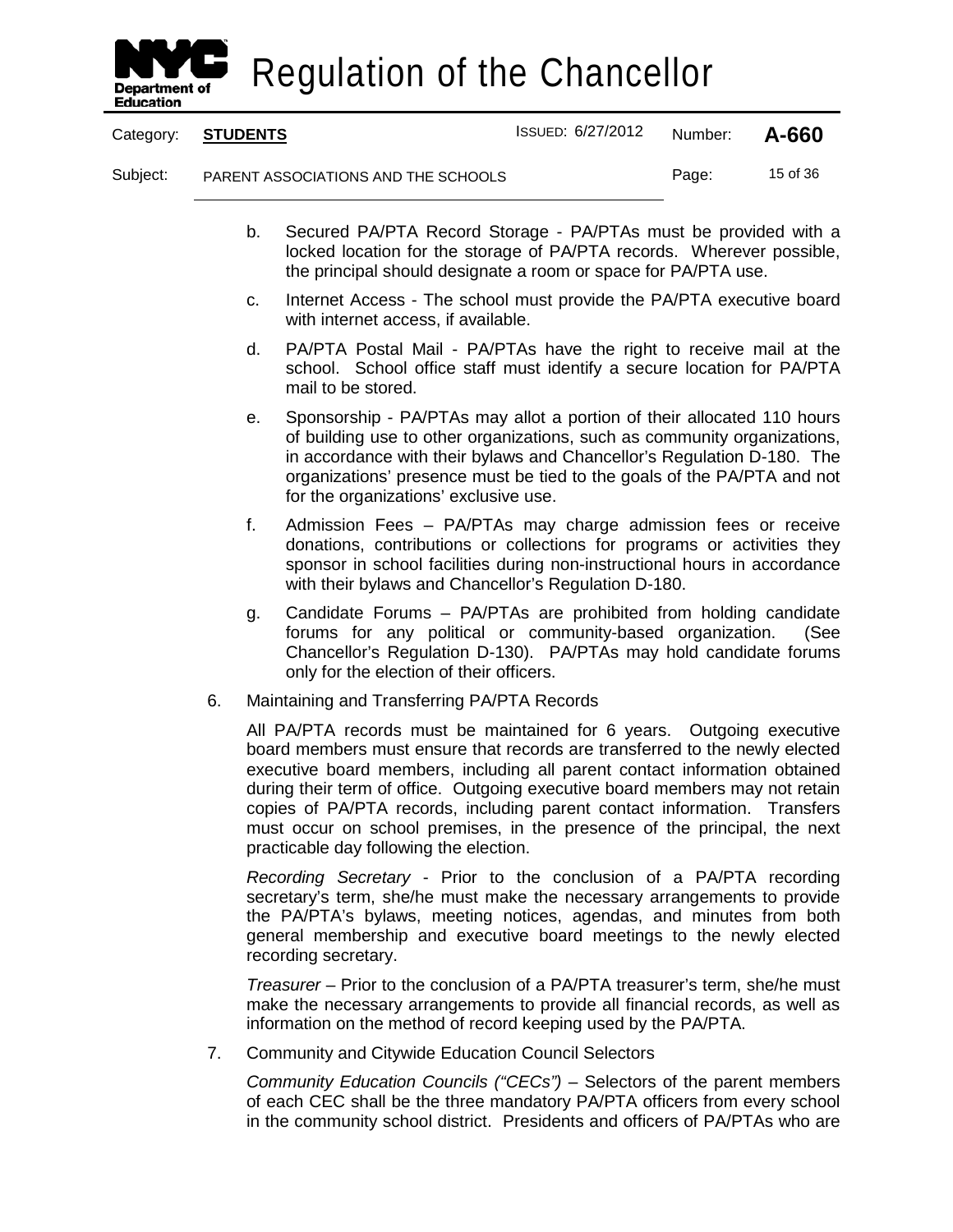b. Secured PA/PTA Record Storage - PA/PTAs must be provided with a locked location for the storage of PA/PTA records. Wherever possible, the principal should designate a room or space for PA/PTA use.

c. Internet Access - The school must provide the PA/PTA executive board with internet access, if available.

d. PA/PTA Postal Mail - PA/PTAs have the right to receive mail at the school. School office staff must identify a secure location for PA/PTA mail to be stored.

e. Sponsorship - PA/PTAs may allot a portion of their allocated 110 hours of building use to other organizations, such as community organizations, in accordance with their bylaws and Chancellor's Regulation D-180. The organizations' presence must be tied to the goals of the PA/PTA and not for the organizations' exclusive use.

f. Admission Fees – PA/PTAs may charge admission fees or receive donations, contributions or collections for programs or activities they sponsor in school facilities during non-instructional hours in accordance with their bylaws and Chancellor's Regulation D-180.

g. Candidate Forums – PA/PTAs are prohibited from holding candidate forums for any political or community-based organization. (See Chancellor's Regulation D-130). PA/PTAs may hold candidate forums only for the election of their officers.

6. Maintaining and Transferring PA/PTA Records

All PA/PTA records must be maintained for 6 years. Outgoing executive board members must ensure that records are transferred to the newly elected executive board members, including all parent contact information obtained during their term of office. Outgoing executive board members may not retain copies of PA/PTA records, including parent contact information. Transfers must occur on school premises, in the presence of the principal, the next practicable day following the election.

*Recording Secretary* - Prior to the conclusion of a PA/PTA recording secretary's term, she/he must make the necessary arrangements to provide the PA/PTA's bylaws, meeting notices, agendas, and minutes from both general membership and executive board meetings to the newly elected recording secretary.

*Treasurer* – Prior to the conclusion of a PA/PTA treasurer's term, she/he must make the necessary arrangements to provide all financial records, as well as information on the method of record keeping used by the PA/PTA.

7. Community and Citywide Education Council Selectors

*Community Education Councils ("CECs")* – Selectors of the parent members of each CEC shall be the three mandatory PA/PTA officers from every school in the community school district. Presidents and officers of PA/PTAs who are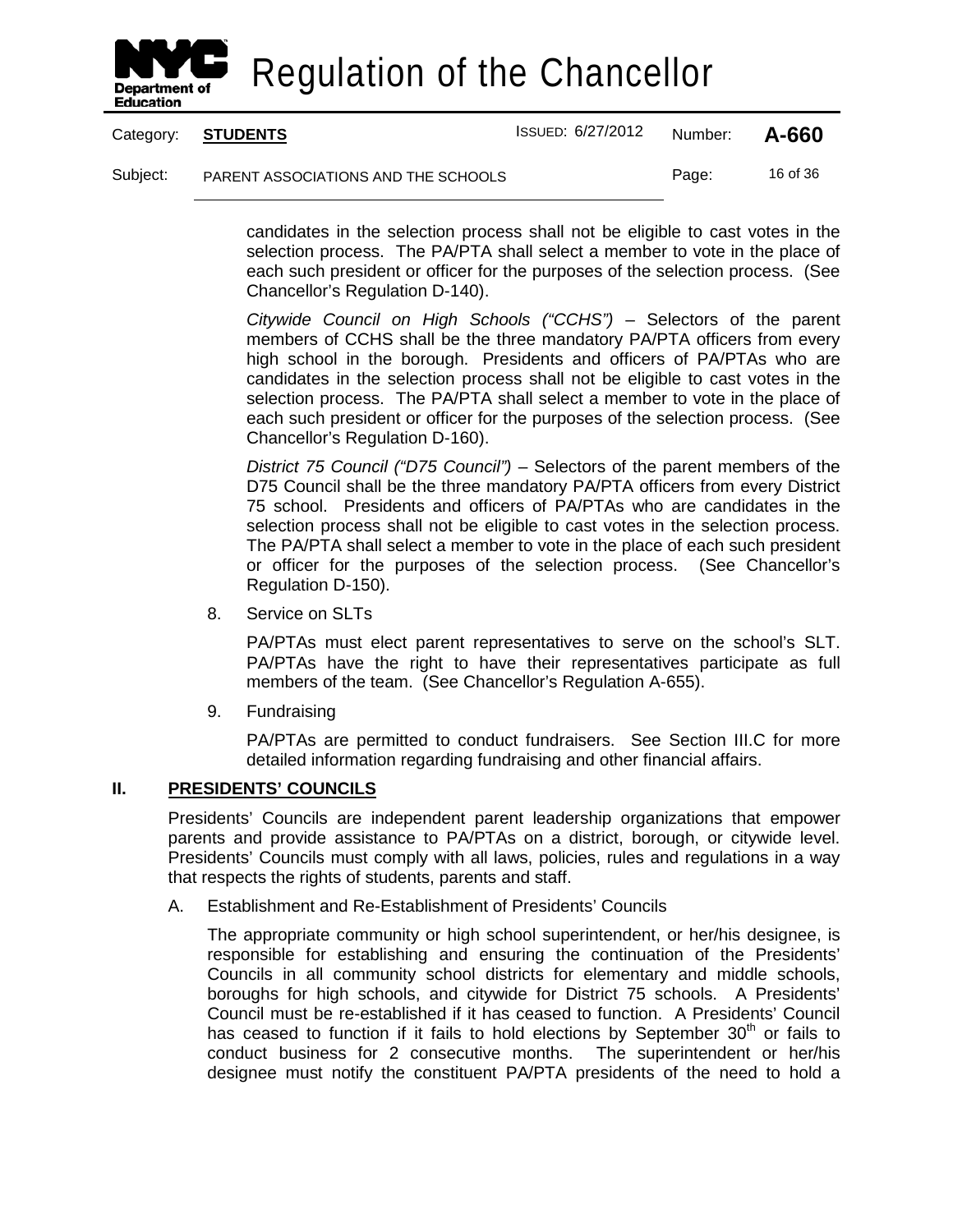candidates in the selection process shall not be eligible to cast votes in the selection process. The PA/PTA shall select a member to vote in the place of each such president or officer for the purposes of the selection process. (See Chancellor's Regulation D-140).

*Citywide Council on High Schools ("CCHS")* – Selectors of the parent members of CCHS shall be the three mandatory PA/PTA officers from every high school in the borough. Presidents and officers of PA/PTAs who are candidates in the selection process shall not be eligible to cast votes in the selection process. The PA/PTA shall select a member to vote in the place of each such president or officer for the purposes of the selection process. (See Chancellor's Regulation D-160).

*District 75 Council ("D75 Council")* – Selectors of the parent members of the D75 Council shall be the three mandatory PA/PTA officers from every District 75 school. Presidents and officers of PA/PTAs who are candidates in the selection process shall not be eligible to cast votes in the selection process. The PA/PTA shall select a member to vote in the place of each such president or officer for the purposes of the selection process. (See Chancellor's Regulation D-150).

8. Service on SLTs

   PA/PTAs must elect parent representatives to serve on the school's SLT. PA/PTAs have the right to have their representatives participate as full members of the team. (See Chancellor's Regulation A-655).

9. Fundraising

   PA/PTAs are permitted to conduct fundraisers. See Section III.C for more detailed information regarding fundraising and other financial affairs.

## II. PRESIDENTS' COUNCILS

Presidents' Councils are independent parent leadership organizations that empower parents and provide assistance to PA/PTAs on a district, borough, or citywide level. Presidents' Councils must comply with all laws, policies, rules and regulations in a way that respects the rights of students, parents and staff.

A. Establishment and Re-Establishment of Presidents' Councils

   The appropriate community or high school superintendent, or her/his designee, is responsible for establishing and ensuring the continuation of the Presidents' Councils in all community school districts for elementary and middle schools, boroughs for high schools, and citywide for District 75 schools. A Presidents' Council must be re-established if it has ceased to function. A Presidents' Council has ceased to function if it fails to hold elections by September 30th or fails to conduct business for 2 consecutive months. The superintendent or her/his designee must notify the constituent PA/PTA presidents of the need to hold a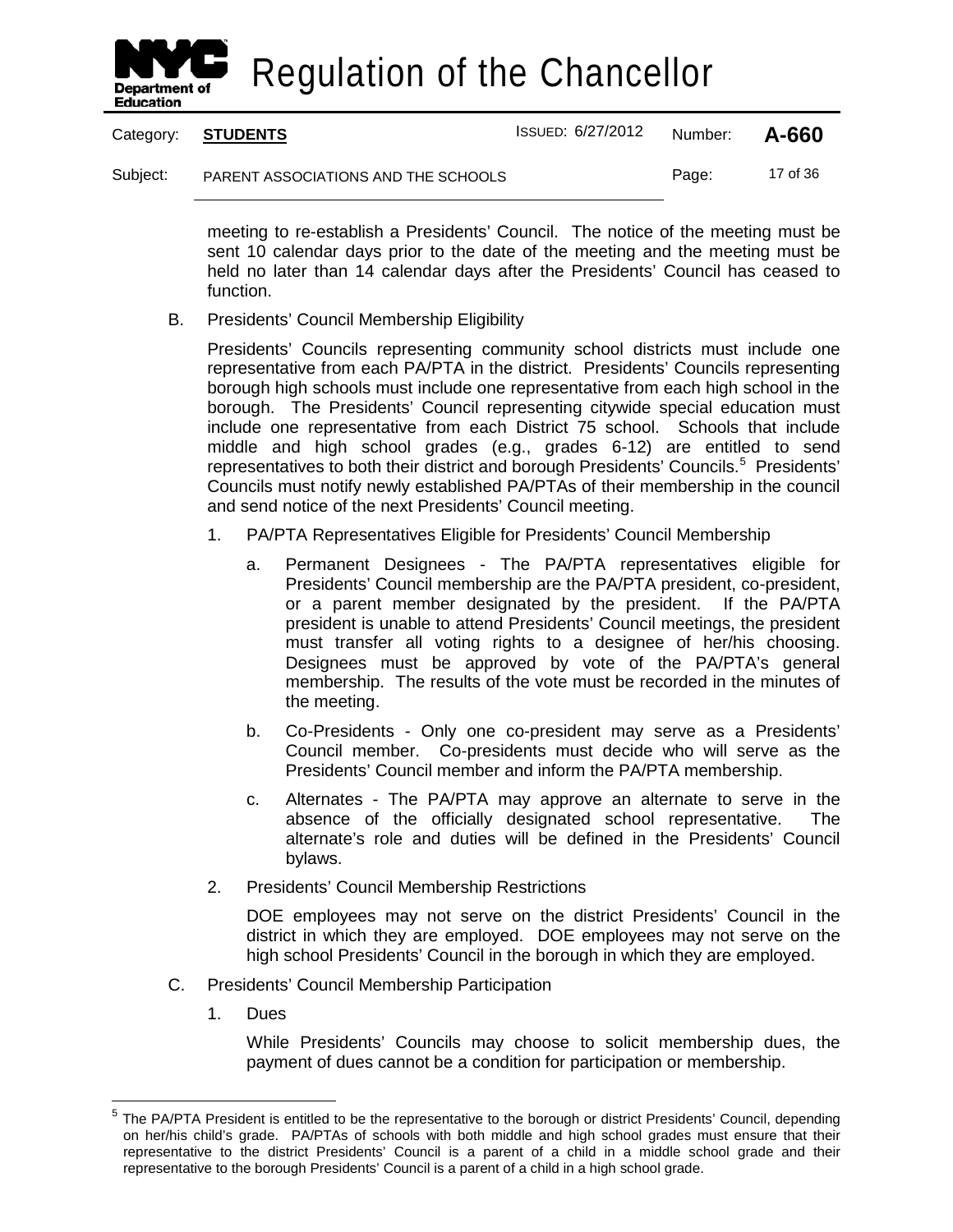meeting to re-establish a Presidents' Council. The notice of the meeting must be sent 10 calendar days prior to the date of the meeting and the meeting must be held no later than 14 calendar days after the Presidents' Council has ceased to function.

B. Presidents' Council Membership Eligibility

Presidents' Councils representing community school districts must include one representative from each PA/PTA in the district. Presidents' Councils representing borough high schools must include one representative from each high school in the borough. The Presidents' Council representing citywide special education must include one representative from each District 75 school. Schools that include middle and high school grades (e.g., grades 6-12) are entitled to send representatives to both their district and borough Presidents' Councils.[5] Presidents' Councils must notify newly established PA/PTAs of their membership in the council and send notice of the next Presidents' Council meeting.

1. PA/PTA Representatives Eligible for Presidents' Council Membership

   a. Permanent Designees - The PA/PTA representatives eligible for Presidents' Council membership are the PA/PTA president, co-president, or a parent member designated by the president. If the PA/PTA president is unable to attend Presidents' Council meetings, the president must transfer all voting rights to a designee of her/his choosing. Designees must be approved by vote of the PA/PTA's general membership. The results of the vote must be recorded in the minutes of the meeting.

   b. Co-Presidents - Only one co-president may serve as a Presidents' Council member. Co-presidents must decide who will serve as the Presidents' Council member and inform the PA/PTA membership.

   c. Alternates - The PA/PTA may approve an alternate to serve in the absence of the officially designated school representative. The alternate's role and duties will be defined in the Presidents' Council bylaws.

2. Presidents' Council Membership Restrictions

   DOE employees may not serve on the district Presidents' Council in the district in which they are employed. DOE employees may not serve on the high school Presidents' Council in the borough in which they are employed.

C. Presidents' Council Membership Participation

1. Dues

   While Presidents' Councils may choose to solicit membership dues, the payment of dues cannot be a condition for participation or membership.

---

[5] The PA/PTA President is entitled to be the representative to the borough or district Presidents' Council, depending on her/his child's grade. PA/PTAs of schools with both middle and high school grades must ensure that their representative to the district Presidents' Council is a parent of a child in a middle school grade and their representative to the borough Presidents' Council is a parent of a child in a high school grade.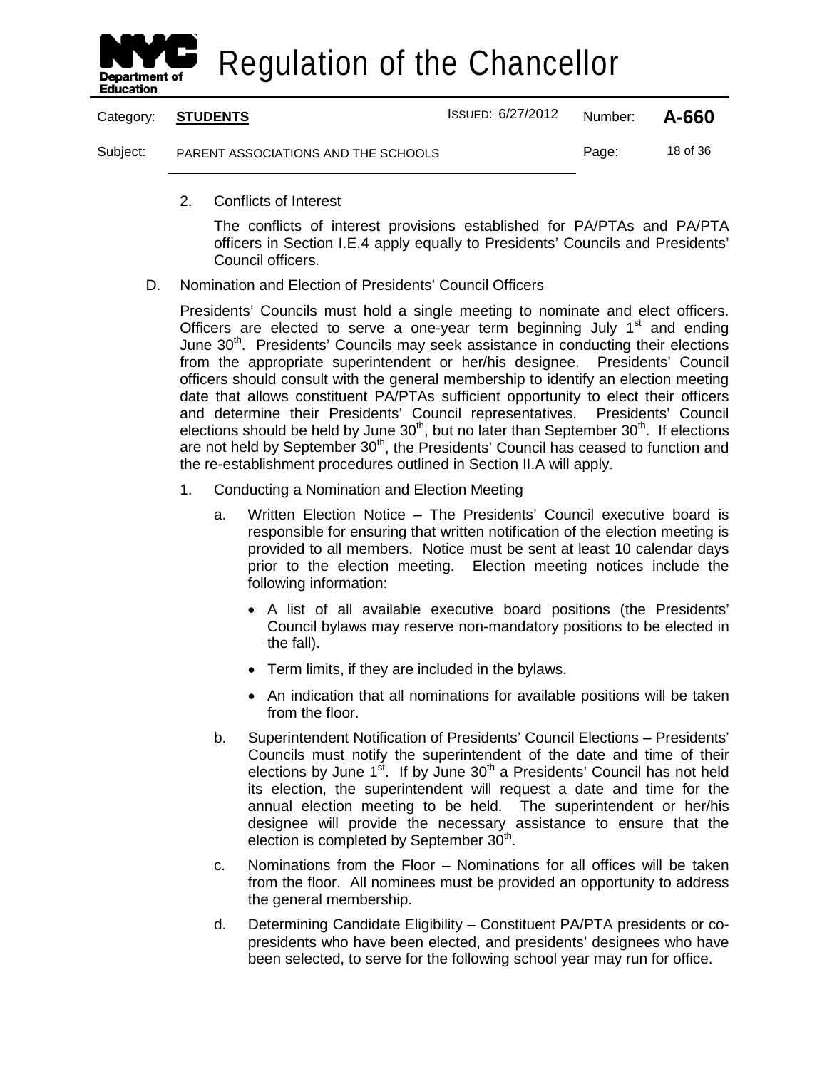2. Conflicts of Interest

   The conflicts of interest provisions established for PA/PTAs and PA/PTA officers in Section I.E.4 apply equally to Presidents' Councils and Presidents' Council officers.

D. Nomination and Election of Presidents' Council Officers

   Presidents' Councils must hold a single meeting to nominate and elect officers. Officers are elected to serve a one-year term beginning July 1st and ending June 30th. Presidents' Councils may seek assistance in conducting their elections from the appropriate superintendent or her/his designee. Presidents' Council officers should consult with the general membership to identify an election meeting date that allows constituent PA/PTAs sufficient opportunity to elect their officers and determine their Presidents' Council representatives. Presidents' Council elections should be held by June 30th, but no later than September 30th. If elections are not held by September 30th, the Presidents' Council has ceased to function and the re-establishment procedures outlined in Section II.A will apply.

   1. Conducting a Nomination and Election Meeting

      a. Written Election Notice – The Presidents' Council executive board is responsible for ensuring that written notification of the election meeting is provided to all members. Notice must be sent at least 10 calendar days prior to the election meeting. Election meeting notices include the following information:

         - A list of all available executive board positions (the Presidents' Council bylaws may reserve non-mandatory positions to be elected in the fall).
         - Term limits, if they are included in the bylaws.
         - An indication that all nominations for available positions will be taken from the floor.

      b. Superintendent Notification of Presidents' Council Elections – Presidents' Councils must notify the superintendent of the date and time of their elections by June 1st. If by June 30th a Presidents' Council has not held its election, the superintendent will request a date and time for the annual election meeting to be held. The superintendent or her/his designee will provide the necessary assistance to ensure that the election is completed by September 30th.

      c. Nominations from the Floor – Nominations for all offices will be taken from the floor. All nominees must be provided an opportunity to address the general membership.

      d. Determining Candidate Eligibility – Constituent PA/PTA presidents or co-presidents who have been elected, and presidents' designees who have been selected, to serve for the following school year may run for office.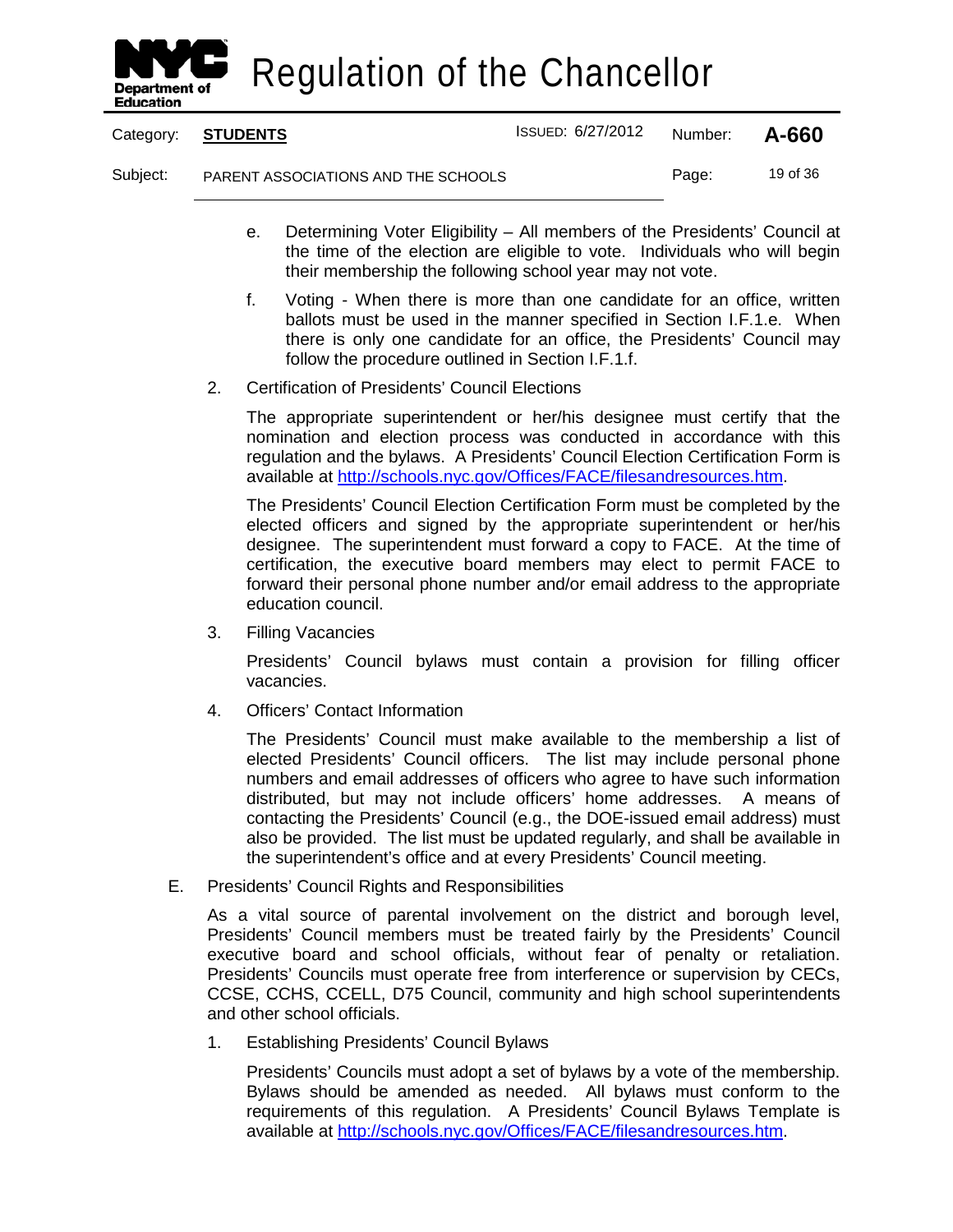e. Determining Voter Eligibility – All members of the Presidents' Council at the time of the election are eligible to vote. Individuals who will begin their membership the following school year may not vote.

f. Voting - When there is more than one candidate for an office, written ballots must be used in the manner specified in Section I.F.1.e. When there is only one candidate for an office, the Presidents' Council may follow the procedure outlined in Section I.F.1.f.

2. Certification of Presidents' Council Elections

The appropriate superintendent or her/his designee must certify that the nomination and election process was conducted in accordance with this regulation and the bylaws. A Presidents' Council Election Certification Form is available at http://schools.nyc.gov/Offices/FACE/filesandresources.htm.

The Presidents' Council Election Certification Form must be completed by the elected officers and signed by the appropriate superintendent or her/his designee. The superintendent must forward a copy to FACE. At the time of certification, the executive board members may elect to permit FACE to forward their personal phone number and/or email address to the appropriate education council.

3. Filling Vacancies

Presidents' Council bylaws must contain a provision for filling officer vacancies.

4. Officers' Contact Information

The Presidents' Council must make available to the membership a list of elected Presidents' Council officers. The list may include personal phone numbers and email addresses of officers who agree to have such information distributed, but may not include officers' home addresses. A means of contacting the Presidents' Council (e.g., the DOE-issued email address) must also be provided. The list must be updated regularly, and shall be available in the superintendent's office and at every Presidents' Council meeting.

E. Presidents' Council Rights and Responsibilities

As a vital source of parental involvement on the district and borough level, Presidents' Council members must be treated fairly by the Presidents' Council executive board and school officials, without fear of penalty or retaliation. Presidents' Councils must operate free from interference or supervision by CECs, CCSE, CCHS, CCELL, D75 Council, community and high school superintendents and other school officials.

1. Establishing Presidents' Council Bylaws

Presidents' Councils must adopt a set of bylaws by a vote of the membership. Bylaws should be amended as needed. All bylaws must conform to the requirements of this regulation. A Presidents' Council Bylaws Template is available at http://schools.nyc.gov/Offices/FACE/filesandresources.htm.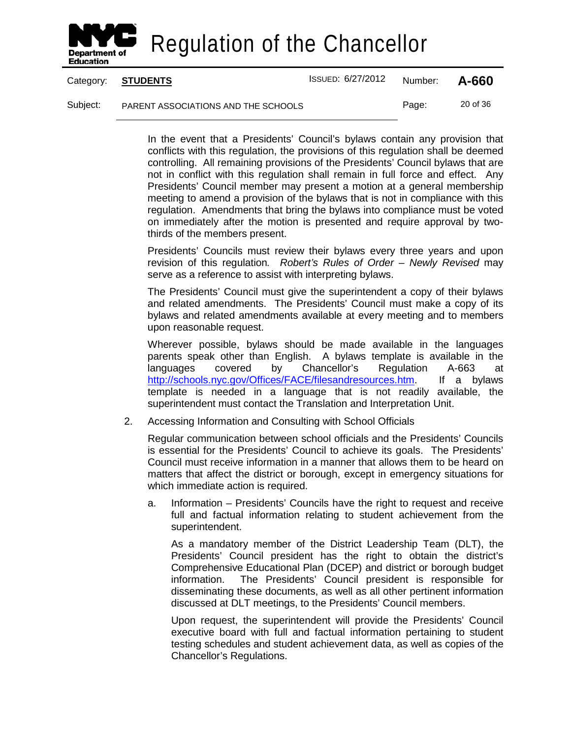In the event that a Presidents' Council's bylaws contain any provision that conflicts with this regulation, the provisions of this regulation shall be deemed controlling. All remaining provisions of the Presidents' Council bylaws that are not in conflict with this regulation shall remain in full force and effect. Any Presidents' Council member may present a motion at a general membership meeting to amend a provision of the bylaws that is not in compliance with this regulation. Amendments that bring the bylaws into compliance must be voted on immediately after the motion is presented and require approval by two-thirds of the members present.

Presidents' Councils must review their bylaws every three years and upon revision of this regulation. *Robert's Rules of Order – Newly Revised* may serve as a reference to assist with interpreting bylaws.

The Presidents' Council must give the superintendent a copy of their bylaws and related amendments. The Presidents' Council must make a copy of its bylaws and related amendments available at every meeting and to members upon reasonable request.

Wherever possible, bylaws should be made available in the languages parents speak other than English. A bylaws template is available in the languages covered by Chancellor's Regulation A-663 at http://schools.nyc.gov/Offices/FACE/filesandresources.htm. If a bylaws template is needed in a language that is not readily available, the superintendent must contact the Translation and Interpretation Unit.

2. Accessing Information and Consulting with School Officials

   Regular communication between school officials and the Presidents' Councils is essential for the Presidents' Council to achieve its goals. The Presidents' Council must receive information in a manner that allows them to be heard on matters that affect the district or borough, except in emergency situations for which immediate action is required.

   a. Information – Presidents' Councils have the right to request and receive full and factual information relating to student achievement from the superintendent.

      As a mandatory member of the District Leadership Team (DLT), the Presidents' Council president has the right to obtain the district's Comprehensive Educational Plan (DCEP) and district or borough budget information. The Presidents' Council president is responsible for disseminating these documents, as well as all other pertinent information discussed at DLT meetings, to the Presidents' Council members.

      Upon request, the superintendent will provide the Presidents' Council executive board with full and factual information pertaining to student testing schedules and student achievement data, as well as copies of the Chancellor's Regulations.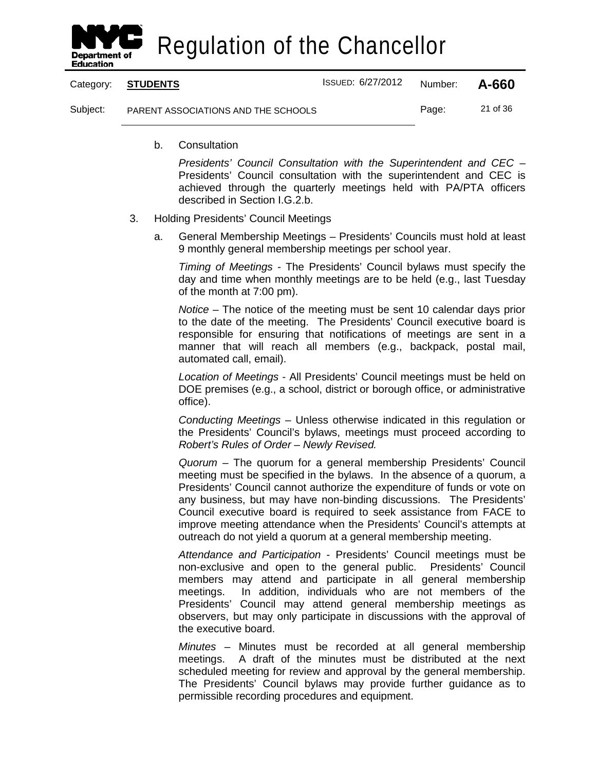b. Consultation

*Presidents' Council Consultation with the Superintendent and CEC* – Presidents' Council consultation with the superintendent and CEC is achieved through the quarterly meetings held with PA/PTA officers described in Section I.G.2.b.

3. Holding Presidents' Council Meetings

a. General Membership Meetings – Presidents' Councils must hold at least 9 monthly general membership meetings per school year.

*Timing of Meetings* - The Presidents' Council bylaws must specify the day and time when monthly meetings are to be held (e.g., last Tuesday of the month at 7:00 pm).

*Notice* – The notice of the meeting must be sent 10 calendar days prior to the date of the meeting. The Presidents' Council executive board is responsible for ensuring that notifications of meetings are sent in a manner that will reach all members (e.g., backpack, postal mail, automated call, email).

*Location of Meetings* - All Presidents' Council meetings must be held on DOE premises (e.g., a school, district or borough office, or administrative office).

*Conducting Meetings* – Unless otherwise indicated in this regulation or the Presidents' Council's bylaws, meetings must proceed according to *Robert's Rules of Order – Newly Revised.*

*Quorum* – The quorum for a general membership Presidents' Council meeting must be specified in the bylaws. In the absence of a quorum, a Presidents' Council cannot authorize the expenditure of funds or vote on any business, but may have non-binding discussions. The Presidents' Council executive board is required to seek assistance from FACE to improve meeting attendance when the Presidents' Council's attempts at outreach do not yield a quorum at a general membership meeting.

*Attendance and Participation* - Presidents' Council meetings must be non-exclusive and open to the general public. Presidents' Council members may attend and participate in all general membership meetings. In addition, individuals who are not members of the Presidents' Council may attend general membership meetings as observers, but may only participate in discussions with the approval of the executive board.

*Minutes* – Minutes must be recorded at all general membership meetings. A draft of the minutes must be distributed at the next scheduled meeting for review and approval by the general membership. The Presidents' Council bylaws may provide further guidance as to permissible recording procedures and equipment.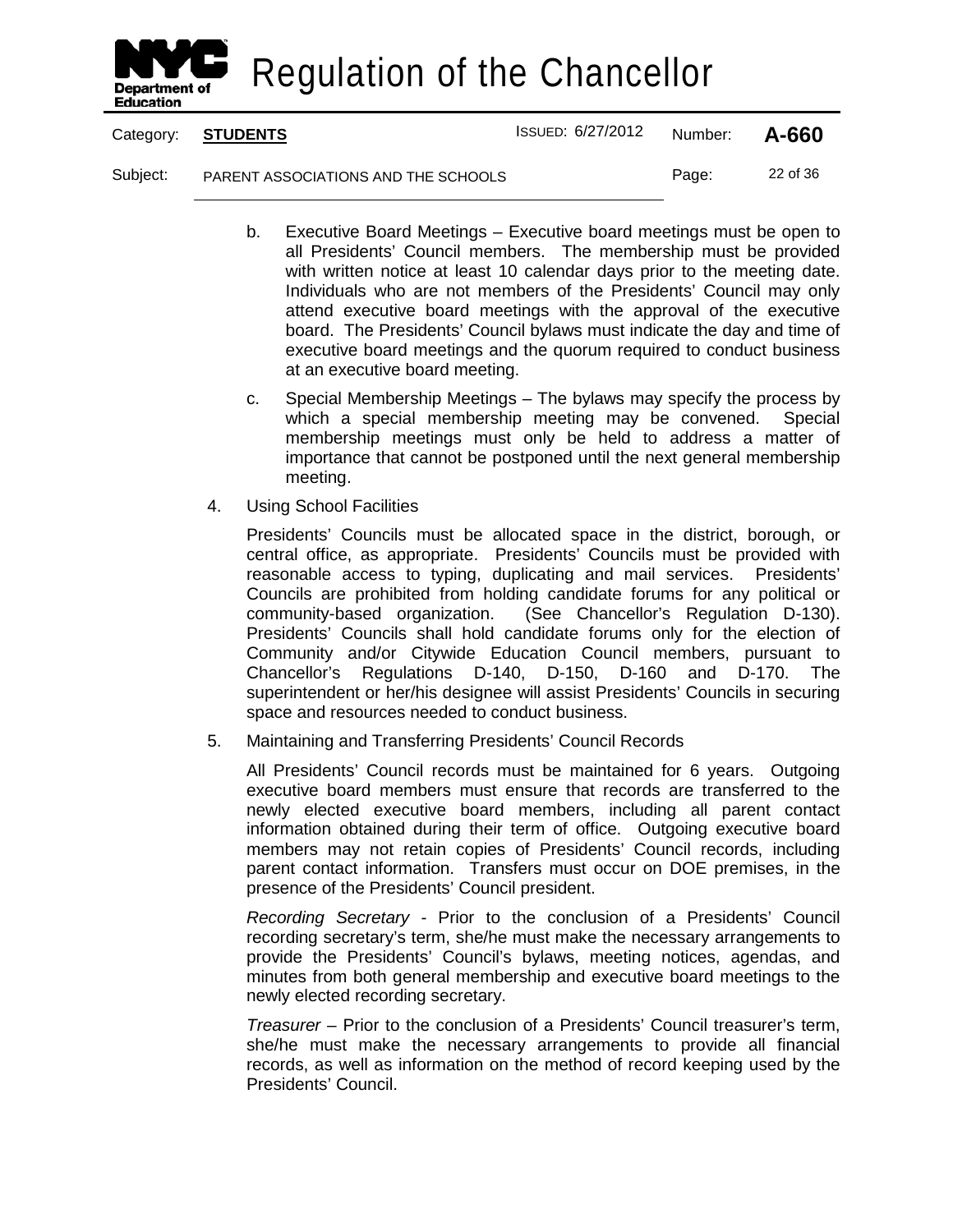b. Executive Board Meetings – Executive board meetings must be open to all Presidents' Council members. The membership must be provided with written notice at least 10 calendar days prior to the meeting date. Individuals who are not members of the Presidents' Council may only attend executive board meetings with the approval of the executive board. The Presidents' Council bylaws must indicate the day and time of executive board meetings and the quorum required to conduct business at an executive board meeting.

c. Special Membership Meetings – The bylaws may specify the process by which a special membership meeting may be convened. Special membership meetings must only be held to address a matter of importance that cannot be postponed until the next general membership meeting.

4. Using School Facilities

Presidents' Councils must be allocated space in the district, borough, or central office, as appropriate. Presidents' Councils must be provided with reasonable access to typing, duplicating and mail services. Presidents' Councils are prohibited from holding candidate forums for any political or community-based organization. (See Chancellor's Regulation D-130). Presidents' Councils shall hold candidate forums only for the election of Community and/or Citywide Education Council members, pursuant to Chancellor's Regulations D-140, D-150, D-160 and D-170. The superintendent or her/his designee will assist Presidents' Councils in securing space and resources needed to conduct business.

5. Maintaining and Transferring Presidents' Council Records

All Presidents' Council records must be maintained for 6 years. Outgoing executive board members must ensure that records are transferred to the newly elected executive board members, including all parent contact information obtained during their term of office. Outgoing executive board members may not retain copies of Presidents' Council records, including parent contact information. Transfers must occur on DOE premises, in the presence of the Presidents' Council president.

*Recording Secretary* - Prior to the conclusion of a Presidents' Council recording secretary's term, she/he must make the necessary arrangements to provide the Presidents' Council's bylaws, meeting notices, agendas, and minutes from both general membership and executive board meetings to the newly elected recording secretary.

*Treasurer* – Prior to the conclusion of a Presidents' Council treasurer's term, she/he must make the necessary arrangements to provide all financial records, as well as information on the method of record keeping used by the Presidents' Council.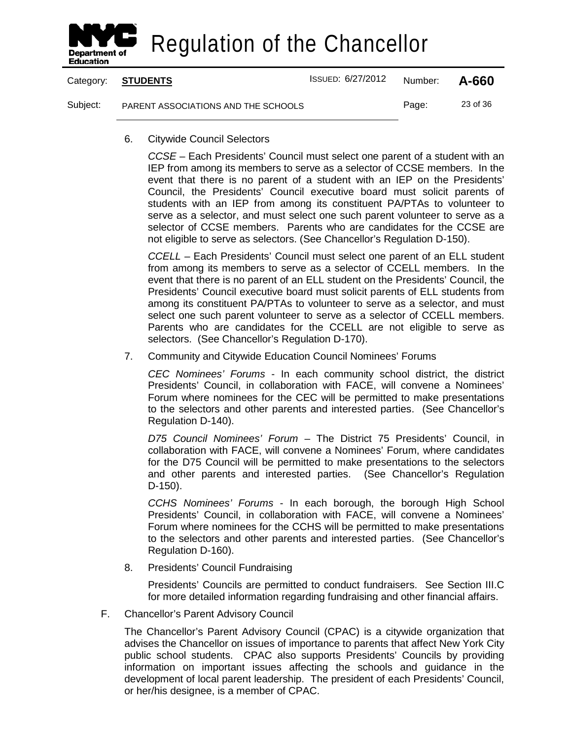6. Citywide Council Selectors

   *CCSE* – Each Presidents' Council must select one parent of a student with an IEP from among its members to serve as a selector of CCSE members. In the event that there is no parent of a student with an IEP on the Presidents' Council, the Presidents' Council executive board must solicit parents of students with an IEP from among its constituent PA/PTAs to volunteer to serve as a selector, and must select one such parent volunteer to serve as a selector of CCSE members. Parents who are candidates for the CCSE are not eligible to serve as selectors. (See Chancellor's Regulation D-150).

   *CCELL* – Each Presidents' Council must select one parent of an ELL student from among its members to serve as a selector of CCELL members. In the event that there is no parent of an ELL student on the Presidents' Council, the Presidents' Council executive board must solicit parents of ELL students from among its constituent PA/PTAs to volunteer to serve as a selector, and must select one such parent volunteer to serve as a selector of CCELL members. Parents who are candidates for the CCELL are not eligible to serve as selectors. (See Chancellor's Regulation D-170).

7. Community and Citywide Education Council Nominees' Forums

   *CEC Nominees' Forums* - In each community school district, the district Presidents' Council, in collaboration with FACE, will convene a Nominees' Forum where nominees for the CEC will be permitted to make presentations to the selectors and other parents and interested parties. (See Chancellor's Regulation D-140).

   *D75 Council Nominees' Forum* – The District 75 Presidents' Council, in collaboration with FACE, will convene a Nominees' Forum, where candidates for the D75 Council will be permitted to make presentations to the selectors and other parents and interested parties. (See Chancellor's Regulation D-150).

   *CCHS Nominees' Forums* - In each borough, the borough High School Presidents' Council, in collaboration with FACE, will convene a Nominees' Forum where nominees for the CCHS will be permitted to make presentations to the selectors and other parents and interested parties. (See Chancellor's Regulation D-160).

8. Presidents' Council Fundraising

   Presidents' Councils are permitted to conduct fundraisers. See Section III.C for more detailed information regarding fundraising and other financial affairs.

F. Chancellor's Parent Advisory Council

   The Chancellor's Parent Advisory Council (CPAC) is a citywide organization that advises the Chancellor on issues of importance to parents that affect New York City public school students. CPAC also supports Presidents' Councils by providing information on important issues affecting the schools and guidance in the development of local parent leadership. The president of each Presidents' Council, or her/his designee, is a member of CPAC.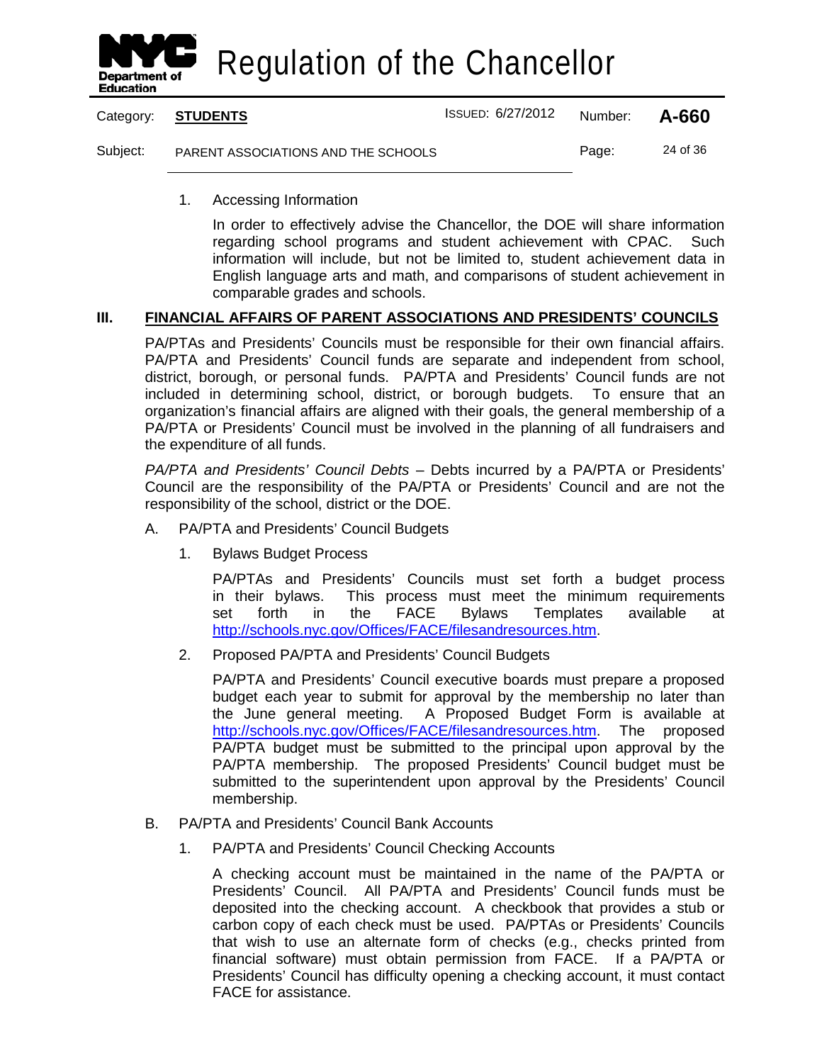1. Accessing Information

   In order to effectively advise the Chancellor, the DOE will share information regarding school programs and student achievement with CPAC. Such information will include, but not be limited to, student achievement data in English language arts and math, and comparisons of student achievement in comparable grades and schools.

## III. FINANCIAL AFFAIRS OF PARENT ASSOCIATIONS AND PRESIDENTS' COUNCILS

PA/PTAs and Presidents' Councils must be responsible for their own financial affairs. PA/PTA and Presidents' Council funds are separate and independent from school, district, borough, or personal funds. PA/PTA and Presidents' Council funds are not included in determining school, district, or borough budgets. To ensure that an organization's financial affairs are aligned with their goals, the general membership of a PA/PTA or Presidents' Council must be involved in the planning of all fundraisers and the expenditure of all funds.

*PA/PTA and Presidents' Council Debts* – Debts incurred by a PA/PTA or Presidents' Council are the responsibility of the PA/PTA or Presidents' Council and are not the responsibility of the school, district or the DOE.

A. PA/PTA and Presidents' Council Budgets

   1. Bylaws Budget Process

      PA/PTAs and Presidents' Councils must set forth a budget process in their bylaws. This process must meet the minimum requirements set forth in the FACE Bylaws Templates available at http://schools.nyc.gov/Offices/FACE/filesandresources.htm.

   2. Proposed PA/PTA and Presidents' Council Budgets

      PA/PTA and Presidents' Council executive boards must prepare a proposed budget each year to submit for approval by the membership no later than the June general meeting. A Proposed Budget Form is available at http://schools.nyc.gov/Offices/FACE/filesandresources.htm. The proposed PA/PTA budget must be submitted to the principal upon approval by the PA/PTA membership. The proposed Presidents' Council budget must be submitted to the superintendent upon approval by the Presidents' Council membership.

B. PA/PTA and Presidents' Council Bank Accounts

   1. PA/PTA and Presidents' Council Checking Accounts

      A checking account must be maintained in the name of the PA/PTA or Presidents' Council. All PA/PTA and Presidents' Council funds must be deposited into the checking account. A checkbook that provides a stub or carbon copy of each check must be used. PA/PTAs or Presidents' Councils that wish to use an alternate form of checks (e.g., checks printed from financial software) must obtain permission from FACE. If a PA/PTA or Presidents' Council has difficulty opening a checking account, it must contact FACE for assistance.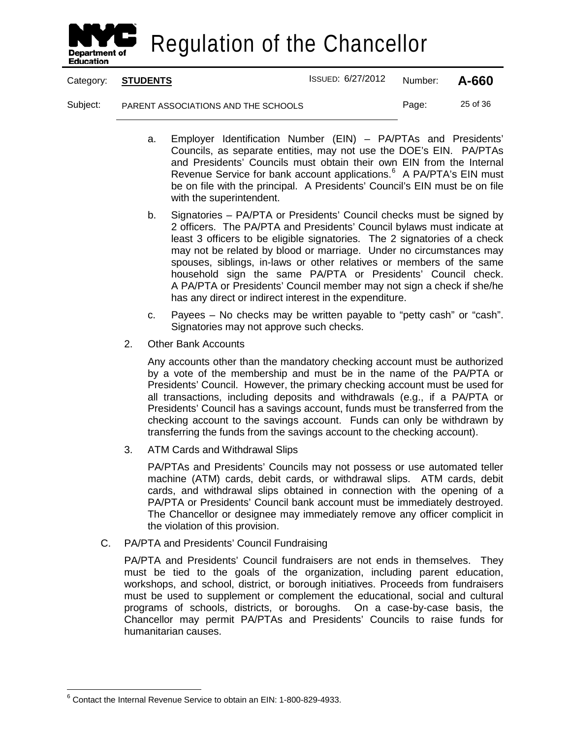a. Employer Identification Number (EIN) – PA/PTAs and Presidents' Councils, as separate entities, may not use the DOE's EIN. PA/PTAs and Presidents' Councils must obtain their own EIN from the Internal Revenue Service for bank account applications.[6] A PA/PTA's EIN must be on file with the principal. A Presidents' Council's EIN must be on file with the superintendent.

b. Signatories – PA/PTA or Presidents' Council checks must be signed by 2 officers. The PA/PTA and Presidents' Council bylaws must indicate at least 3 officers to be eligible signatories. The 2 signatories of a check may not be related by blood or marriage. Under no circumstances may spouses, siblings, in-laws or other relatives or members of the same household sign the same PA/PTA or Presidents' Council check. A PA/PTA or Presidents' Council member may not sign a check if she/he has any direct or indirect interest in the expenditure.

c. Payees – No checks may be written payable to "petty cash" or "cash". Signatories may not approve such checks.

2. Other Bank Accounts

Any accounts other than the mandatory checking account must be authorized by a vote of the membership and must be in the name of the PA/PTA or Presidents' Council. However, the primary checking account must be used for all transactions, including deposits and withdrawals (e.g., if a PA/PTA or Presidents' Council has a savings account, funds must be transferred from the checking account to the savings account. Funds can only be withdrawn by transferring the funds from the savings account to the checking account).

3. ATM Cards and Withdrawal Slips

PA/PTAs and Presidents' Councils may not possess or use automated teller machine (ATM) cards, debit cards, or withdrawal slips. ATM cards, debit cards, and withdrawal slips obtained in connection with the opening of a PA/PTA or Presidents' Council bank account must be immediately destroyed. The Chancellor or designee may immediately remove any officer complicit in the violation of this provision.

C. PA/PTA and Presidents' Council Fundraising

PA/PTA and Presidents' Council fundraisers are not ends in themselves. They must be tied to the goals of the organization, including parent education, workshops, and school, district, or borough initiatives. Proceeds from fundraisers must be used to supplement or complement the educational, social and cultural programs of schools, districts, or boroughs. On a case-by-case basis, the Chancellor may permit PA/PTAs and Presidents' Councils to raise funds for humanitarian causes.

---

[6] Contact the Internal Revenue Service to obtain an EIN: 1-800-829-4933.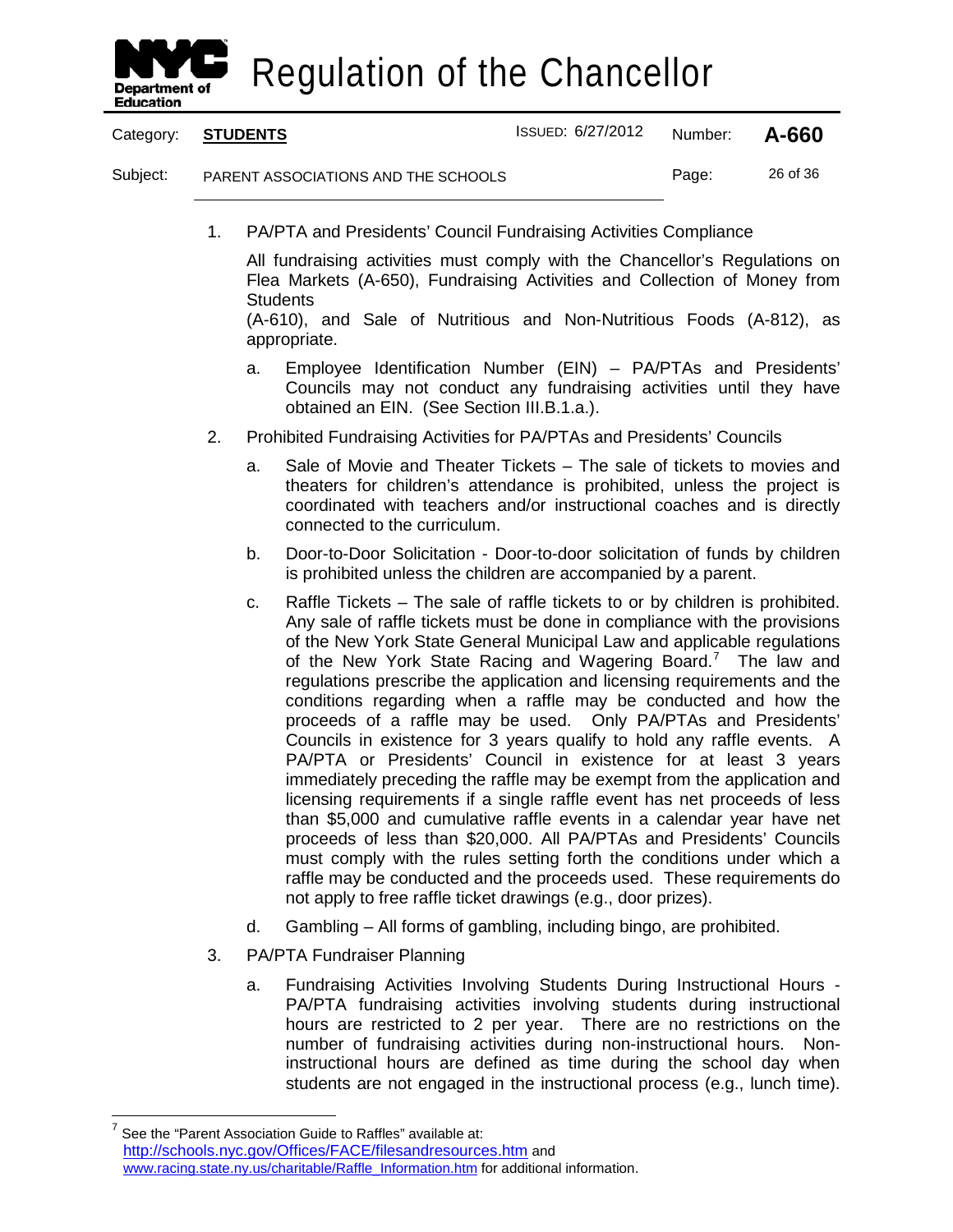1. PA/PTA and Presidents' Council Fundraising Activities Compliance

   All fundraising activities must comply with the Chancellor's Regulations on Flea Markets (A-650), Fundraising Activities and Collection of Money from Students (A-610), and Sale of Nutritious and Non-Nutritious Foods (A-812), as appropriate.

   a. Employee Identification Number (EIN) – PA/PTAs and Presidents' Councils may not conduct any fundraising activities until they have obtained an EIN. (See Section III.B.1.a.).

2. Prohibited Fundraising Activities for PA/PTAs and Presidents' Councils

   a. Sale of Movie and Theater Tickets – The sale of tickets to movies and theaters for children's attendance is prohibited, unless the project is coordinated with teachers and/or instructional coaches and is directly connected to the curriculum.

   b. Door-to-Door Solicitation - Door-to-door solicitation of funds by children is prohibited unless the children are accompanied by a parent.

   c. Raffle Tickets – The sale of raffle tickets to or by children is prohibited. Any sale of raffle tickets must be done in compliance with the provisions of the New York State General Municipal Law and applicable regulations of the New York State Racing and Wagering Board.[7] The law and regulations prescribe the application and licensing requirements and the conditions regarding when a raffle may be conducted and how the proceeds of a raffle may be used. Only PA/PTAs and Presidents' Councils in existence for 3 years qualify to hold any raffle events. A PA/PTA or Presidents' Council in existence for at least 3 years immediately preceding the raffle may be exempt from the application and licensing requirements if a single raffle event has net proceeds of less than $5,000 and cumulative raffle events in a calendar year have net proceeds of less than $20,000. All PA/PTAs and Presidents' Councils must comply with the rules setting forth the conditions under which a raffle may be conducted and the proceeds used. These requirements do not apply to free raffle ticket drawings (e.g., door prizes).

   d. Gambling – All forms of gambling, including bingo, are prohibited.

3. PA/PTA Fundraiser Planning

   a. Fundraising Activities Involving Students During Instructional Hours - PA/PTA fundraising activities involving students during instructional hours are restricted to 2 per year. There are no restrictions on the number of fundraising activities during non-instructional hours. Non-instructional hours are defined as time during the school day when students are not engaged in the instructional process (e.g., lunch time).

---

[7] See the "Parent Association Guide to Raffles" available at: http://schools.nyc.gov/Offices/FACE/filesandresources.htm and www.racing.state.ny.us/charitable/Raffle_Information.htm for additional information.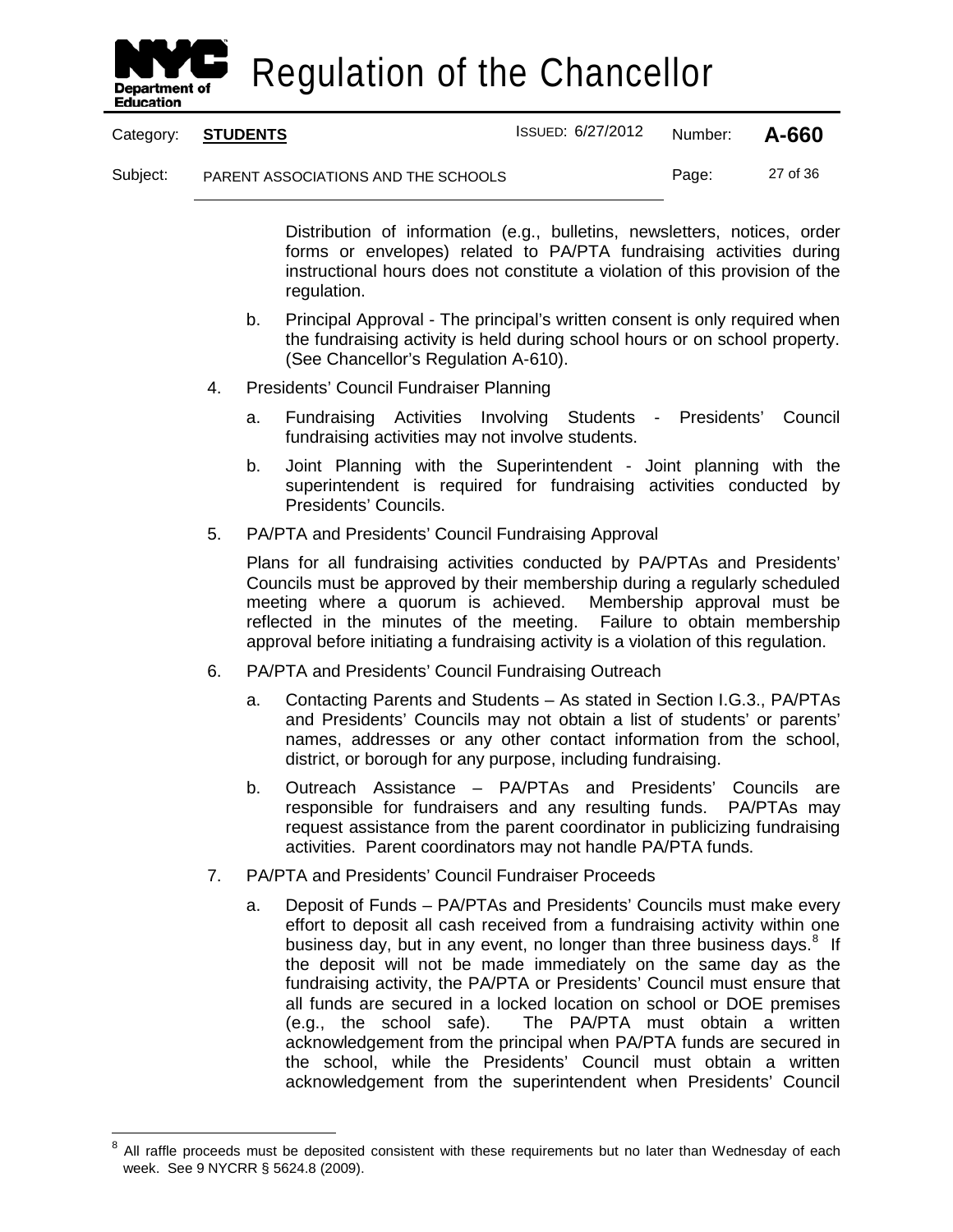Distribution of information (e.g., bulletins, newsletters, notices, order forms or envelopes) related to PA/PTA fundraising activities during instructional hours does not constitute a violation of this provision of the regulation.

b. Principal Approval - The principal's written consent is only required when the fundraising activity is held during school hours or on school property. (See Chancellor's Regulation A-610).

4. Presidents' Council Fundraiser Planning

   a. Fundraising Activities Involving Students - Presidents' Council fundraising activities may not involve students.

   b. Joint Planning with the Superintendent - Joint planning with the superintendent is required for fundraising activities conducted by Presidents' Councils.

5. PA/PTA and Presidents' Council Fundraising Approval

   Plans for all fundraising activities conducted by PA/PTAs and Presidents' Councils must be approved by their membership during a regularly scheduled meeting where a quorum is achieved. Membership approval must be reflected in the minutes of the meeting. Failure to obtain membership approval before initiating a fundraising activity is a violation of this regulation.

6. PA/PTA and Presidents' Council Fundraising Outreach

   a. Contacting Parents and Students – As stated in Section I.G.3., PA/PTAs and Presidents' Councils may not obtain a list of students' or parents' names, addresses or any other contact information from the school, district, or borough for any purpose, including fundraising.

   b. Outreach Assistance – PA/PTAs and Presidents' Councils are responsible for fundraisers and any resulting funds. PA/PTAs may request assistance from the parent coordinator in publicizing fundraising activities. Parent coordinators may not handle PA/PTA funds.

7. PA/PTA and Presidents' Council Fundraiser Proceeds

   a. Deposit of Funds – PA/PTAs and Presidents' Councils must make every effort to deposit all cash received from a fundraising activity within one business day, but in any event, no longer than three business days.[8] If the deposit will not be made immediately on the same day as the fundraising activity, the PA/PTA or Presidents' Council must ensure that all funds are secured in a locked location on school or DOE premises (e.g., the school safe). The PA/PTA must obtain a written acknowledgement from the principal when PA/PTA funds are secured in the school, while the Presidents' Council must obtain a written acknowledgement from the superintendent when Presidents' Council

[8] All raffle proceeds must be deposited consistent with these requirements but no later than Wednesday of each week. See 9 NYCRR § 5624.8 (2009).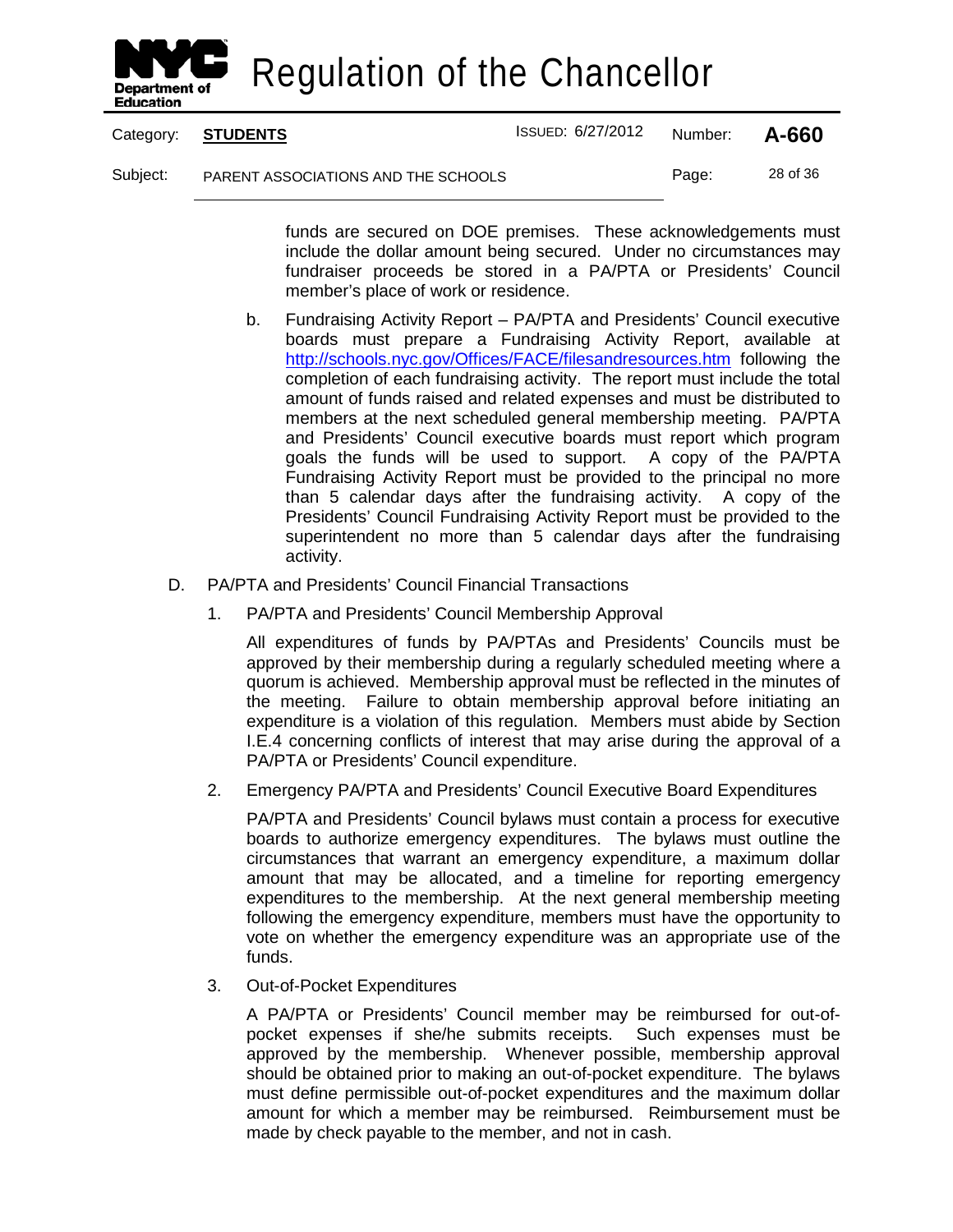funds are secured on DOE premises. These acknowledgements must include the dollar amount being secured. Under no circumstances may fundraiser proceeds be stored in a PA/PTA or Presidents' Council member's place of work or residence.

b. Fundraising Activity Report – PA/PTA and Presidents' Council executive boards must prepare a Fundraising Activity Report, available at http://schools.nyc.gov/Offices/FACE/filesandresources.htm following the completion of each fundraising activity. The report must include the total amount of funds raised and related expenses and must be distributed to members at the next scheduled general membership meeting. PA/PTA and Presidents' Council executive boards must report which program goals the funds will be used to support. A copy of the PA/PTA Fundraising Activity Report must be provided to the principal no more than 5 calendar days after the fundraising activity. A copy of the Presidents' Council Fundraising Activity Report must be provided to the superintendent no more than 5 calendar days after the fundraising activity.

D. PA/PTA and Presidents' Council Financial Transactions

1. PA/PTA and Presidents' Council Membership Approval

All expenditures of funds by PA/PTAs and Presidents' Councils must be approved by their membership during a regularly scheduled meeting where a quorum is achieved. Membership approval must be reflected in the minutes of the meeting. Failure to obtain membership approval before initiating an expenditure is a violation of this regulation. Members must abide by Section I.E.4 concerning conflicts of interest that may arise during the approval of a PA/PTA or Presidents' Council expenditure.

2. Emergency PA/PTA and Presidents' Council Executive Board Expenditures

PA/PTA and Presidents' Council bylaws must contain a process for executive boards to authorize emergency expenditures. The bylaws must outline the circumstances that warrant an emergency expenditure, a maximum dollar amount that may be allocated, and a timeline for reporting emergency expenditures to the membership. At the next general membership meeting following the emergency expenditure, members must have the opportunity to vote on whether the emergency expenditure was an appropriate use of the funds.

3. Out-of-Pocket Expenditures

A PA/PTA or Presidents' Council member may be reimbursed for out-of-pocket expenses if she/he submits receipts. Such expenses must be approved by the membership. Whenever possible, membership approval should be obtained prior to making an out-of-pocket expenditure. The bylaws must define permissible out-of-pocket expenditures and the maximum dollar amount for which a member may be reimbursed. Reimbursement must be made by check payable to the member, and not in cash.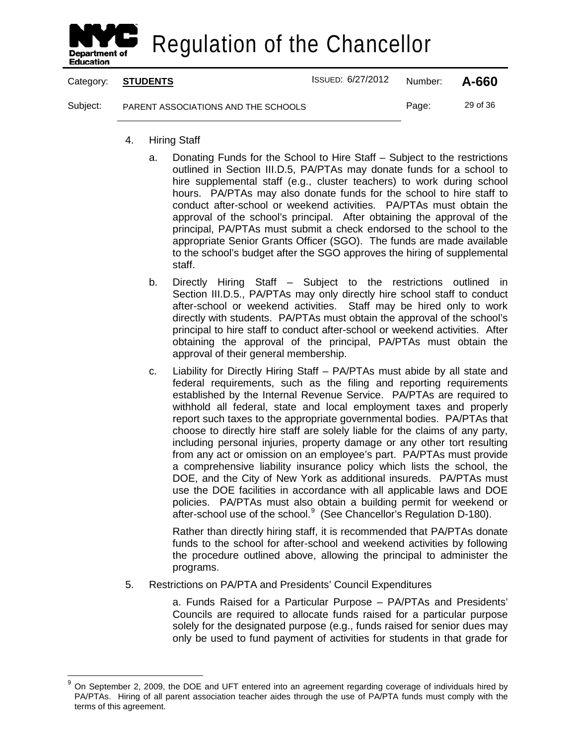4. Hiring Staff

   a. Donating Funds for the School to Hire Staff – Subject to the restrictions outlined in Section III.D.5, PA/PTAs may donate funds for a school to hire supplemental staff (e.g., cluster teachers) to work during school hours. PA/PTAs may also donate funds for the school to hire staff to conduct after-school or weekend activities. PA/PTAs must obtain the approval of the school's principal. After obtaining the approval of the principal, PA/PTAs must submit a check endorsed to the school to the appropriate Senior Grants Officer (SGO). The funds are made available to the school's budget after the SGO approves the hiring of supplemental staff.

   b. Directly Hiring Staff – Subject to the restrictions outlined in Section III.D.5., PA/PTAs may only directly hire school staff to conduct after-school or weekend activities. Staff may be hired only to work directly with students. PA/PTAs must obtain the approval of the school's principal to hire staff to conduct after-school or weekend activities. After obtaining the approval of the principal, PA/PTAs must obtain the approval of their general membership.

   c. Liability for Directly Hiring Staff – PA/PTAs must abide by all state and federal requirements, such as the filing and reporting requirements established by the Internal Revenue Service. PA/PTAs are required to withhold all federal, state and local employment taxes and properly report such taxes to the appropriate governmental bodies. PA/PTAs that choose to directly hire staff are solely liable for the claims of any party, including personal injuries, property damage or any other tort resulting from any act or omission on an employee's part. PA/PTAs must provide a comprehensive liability insurance policy which lists the school, the DOE, and the City of New York as additional insureds. PA/PTAs must use the DOE facilities in accordance with all applicable laws and DOE policies. PA/PTAs must also obtain a building permit for weekend or after-school use of the school.[9] (See Chancellor's Regulation D-180).

   Rather than directly hiring staff, it is recommended that PA/PTAs donate funds to the school for after-school and weekend activities by following the procedure outlined above, allowing the principal to administer the programs.

5. Restrictions on PA/PTA and Presidents' Council Expenditures

   a. Funds Raised for a Particular Purpose – PA/PTAs and Presidents' Councils are required to allocate funds raised for a particular purpose solely for the designated purpose (e.g., funds raised for senior dues may only be used to fund payment of activities for students in that grade for

---

[9] On September 2, 2009, the DOE and UFT entered into an agreement regarding coverage of individuals hired by PA/PTAs. Hiring of all parent association teacher aides through the use of PA/PTA funds must comply with the terms of this agreement.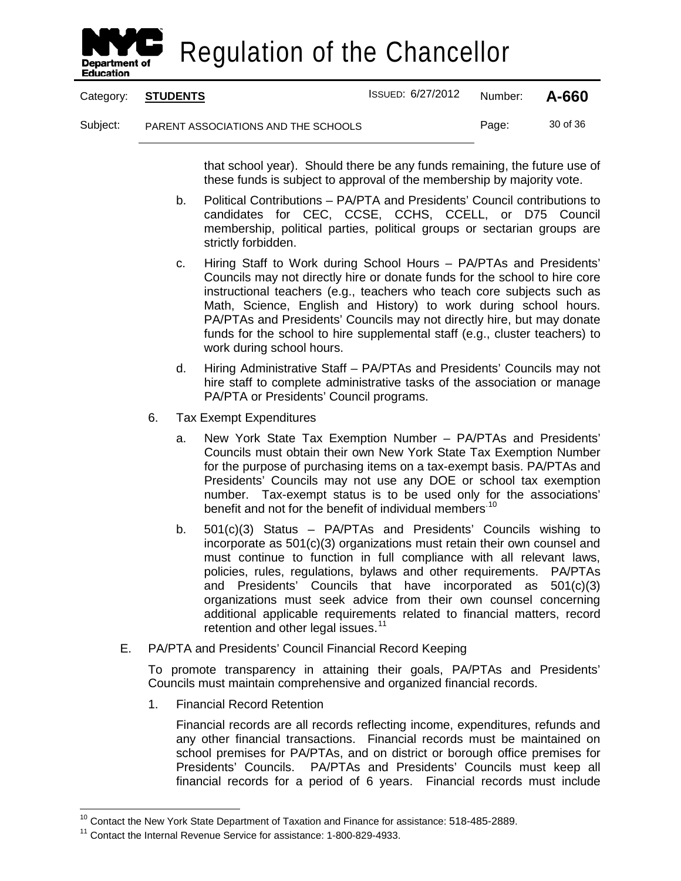that school year). Should there be any funds remaining, the future use of these funds is subject to approval of the membership by majority vote.

b. Political Contributions – PA/PTA and Presidents' Council contributions to candidates for CEC, CCSE, CCHS, CCELL, or D75 Council membership, political parties, political groups or sectarian groups are strictly forbidden.

c. Hiring Staff to Work during School Hours – PA/PTAs and Presidents' Councils may not directly hire or donate funds for the school to hire core instructional teachers (e.g., teachers who teach core subjects such as Math, Science, English and History) to work during school hours. PA/PTAs and Presidents' Councils may not directly hire, but may donate funds for the school to hire supplemental staff (e.g., cluster teachers) to work during school hours.

d. Hiring Administrative Staff – PA/PTAs and Presidents' Councils may not hire staff to complete administrative tasks of the association or manage PA/PTA or Presidents' Council programs.

6. Tax Exempt Expenditures

a. New York State Tax Exemption Number – PA/PTAs and Presidents' Councils must obtain their own New York State Tax Exemption Number for the purpose of purchasing items on a tax-exempt basis. PA/PTAs and Presidents' Councils may not use any DOE or school tax exemption number. Tax-exempt status is to be used only for the associations' benefit and not for the benefit of individual members.[10]

b. 501(c)(3) Status – PA/PTAs and Presidents' Councils wishing to incorporate as 501(c)(3) organizations must retain their own counsel and must continue to function in full compliance with all relevant laws, policies, rules, regulations, bylaws and other requirements. PA/PTAs and Presidents' Councils that have incorporated as 501(c)(3) organizations must seek advice from their own counsel concerning additional applicable requirements related to financial matters, record retention and other legal issues.[11]

E. PA/PTA and Presidents' Council Financial Record Keeping

To promote transparency in attaining their goals, PA/PTAs and Presidents' Councils must maintain comprehensive and organized financial records.

1. Financial Record Retention

Financial records are all records reflecting income, expenditures, refunds and any other financial transactions. Financial records must be maintained on school premises for PA/PTAs, and on district or borough office premises for Presidents' Councils. PA/PTAs and Presidents' Councils must keep all financial records for a period of 6 years. Financial records must include

---

[10] Contact the New York State Department of Taxation and Finance for assistance: 518-485-2889.

[11] Contact the Internal Revenue Service for assistance: 1-800-829-4933.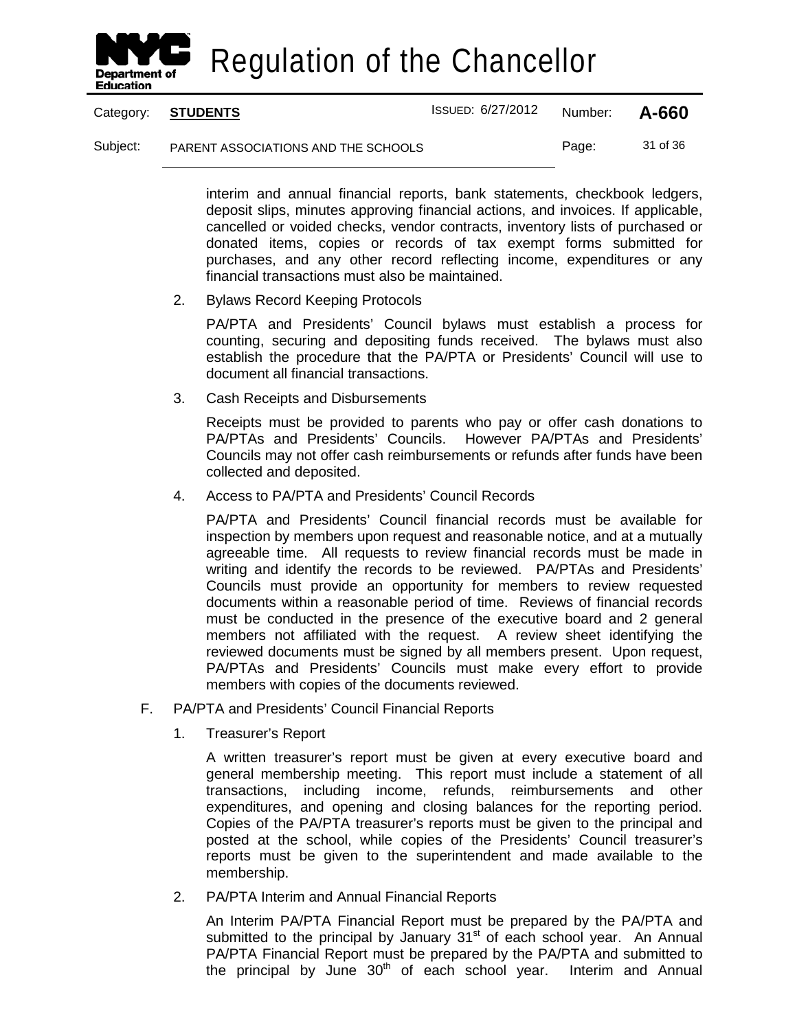interim and annual financial reports, bank statements, checkbook ledgers, deposit slips, minutes approving financial actions, and invoices. If applicable, cancelled or voided checks, vendor contracts, inventory lists of purchased or donated items, copies or records of tax exempt forms submitted for purchases, and any other record reflecting income, expenditures or any financial transactions must also be maintained.

2. Bylaws Record Keeping Protocols

   PA/PTA and Presidents' Council bylaws must establish a process for counting, securing and depositing funds received. The bylaws must also establish the procedure that the PA/PTA or Presidents' Council will use to document all financial transactions.

3. Cash Receipts and Disbursements

   Receipts must be provided to parents who pay or offer cash donations to PA/PTAs and Presidents' Councils. However PA/PTAs and Presidents' Councils may not offer cash reimbursements or refunds after funds have been collected and deposited.

4. Access to PA/PTA and Presidents' Council Records

   PA/PTA and Presidents' Council financial records must be available for inspection by members upon request and reasonable notice, and at a mutually agreeable time. All requests to review financial records must be made in writing and identify the records to be reviewed. PA/PTAs and Presidents' Councils must provide an opportunity for members to review requested documents within a reasonable period of time. Reviews of financial records must be conducted in the presence of the executive board and 2 general members not affiliated with the request. A review sheet identifying the reviewed documents must be signed by all members present. Upon request, PA/PTAs and Presidents' Councils must make every effort to provide members with copies of the documents reviewed.

F. PA/PTA and Presidents' Council Financial Reports

1. Treasurer's Report

   A written treasurer's report must be given at every executive board and general membership meeting. This report must include a statement of all transactions, including income, refunds, reimbursements and other expenditures, and opening and closing balances for the reporting period. Copies of the PA/PTA treasurer's reports must be given to the principal and posted at the school, while copies of the Presidents' Council treasurer's reports must be given to the superintendent and made available to the membership.

2. PA/PTA Interim and Annual Financial Reports

   An Interim PA/PTA Financial Report must be prepared by the PA/PTA and submitted to the principal by January 31st of each school year. An Annual PA/PTA Financial Report must be prepared by the PA/PTA and submitted to the principal by June 30th of each school year. Interim and Annual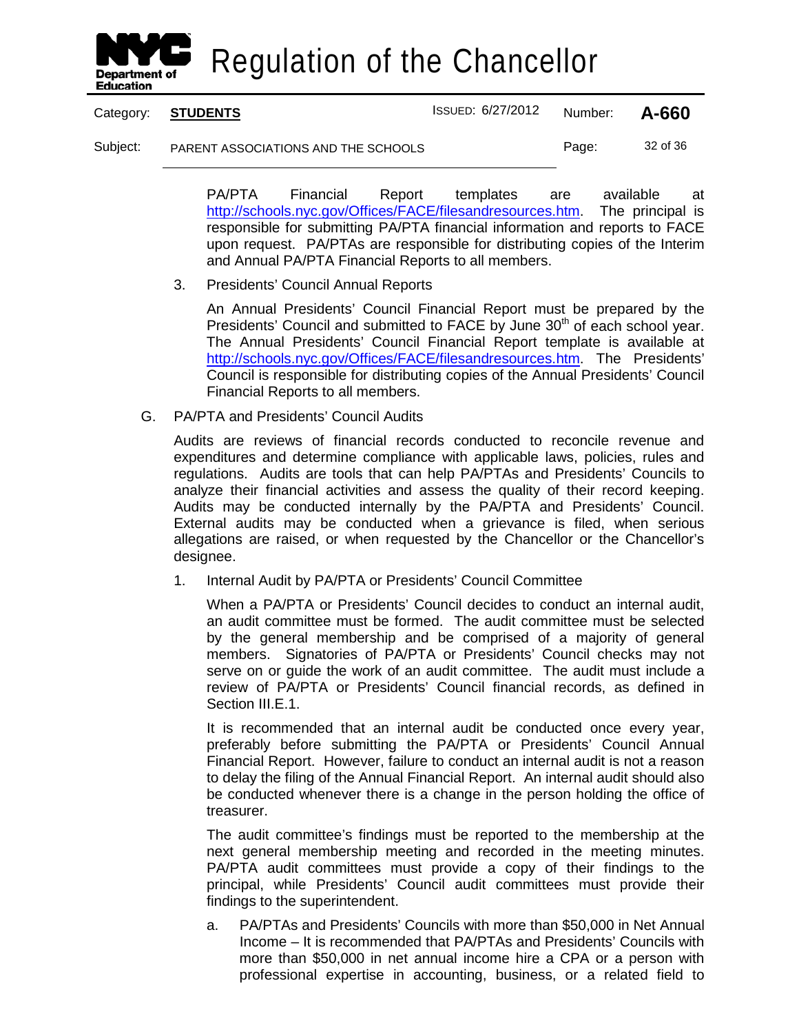PA/PTA Financial Report templates are available at http://schools.nyc.gov/Offices/FACE/filesandresources.htm. The principal is responsible for submitting PA/PTA financial information and reports to FACE upon request. PA/PTAs are responsible for distributing copies of the Interim and Annual PA/PTA Financial Reports to all members.

3. Presidents' Council Annual Reports

   An Annual Presidents' Council Financial Report must be prepared by the Presidents' Council and submitted to FACE by June 30th of each school year. The Annual Presidents' Council Financial Report template is available at http://schools.nyc.gov/Offices/FACE/filesandresources.htm. The Presidents' Council is responsible for distributing copies of the Annual Presidents' Council Financial Reports to all members.

G. PA/PTA and Presidents' Council Audits

Audits are reviews of financial records conducted to reconcile revenue and expenditures and determine compliance with applicable laws, policies, rules and regulations. Audits are tools that can help PA/PTAs and Presidents' Councils to analyze their financial activities and assess the quality of their record keeping. Audits may be conducted internally by the PA/PTA and Presidents' Council. External audits may be conducted when a grievance is filed, when serious allegations are raised, or when requested by the Chancellor or the Chancellor's designee.

1. Internal Audit by PA/PTA or Presidents' Council Committee

   When a PA/PTA or Presidents' Council decides to conduct an internal audit, an audit committee must be formed. The audit committee must be selected by the general membership and be comprised of a majority of general members. Signatories of PA/PTA or Presidents' Council checks may not serve on or guide the work of an audit committee. The audit must include a review of PA/PTA or Presidents' Council financial records, as defined in Section III.E.1.

   It is recommended that an internal audit be conducted once every year, preferably before submitting the PA/PTA or Presidents' Council Annual Financial Report. However, failure to conduct an internal audit is not a reason to delay the filing of the Annual Financial Report. An internal audit should also be conducted whenever there is a change in the person holding the office of treasurer.

   The audit committee's findings must be reported to the membership at the next general membership meeting and recorded in the meeting minutes. PA/PTA audit committees must provide a copy of their findings to the principal, while Presidents' Council audit committees must provide their findings to the superintendent.

   a. PA/PTAs and Presidents' Councils with more than $50,000 in Net Annual Income – It is recommended that PA/PTAs and Presidents' Councils with more than $50,000 in net annual income hire a CPA or a person with professional expertise in accounting, business, or a related field to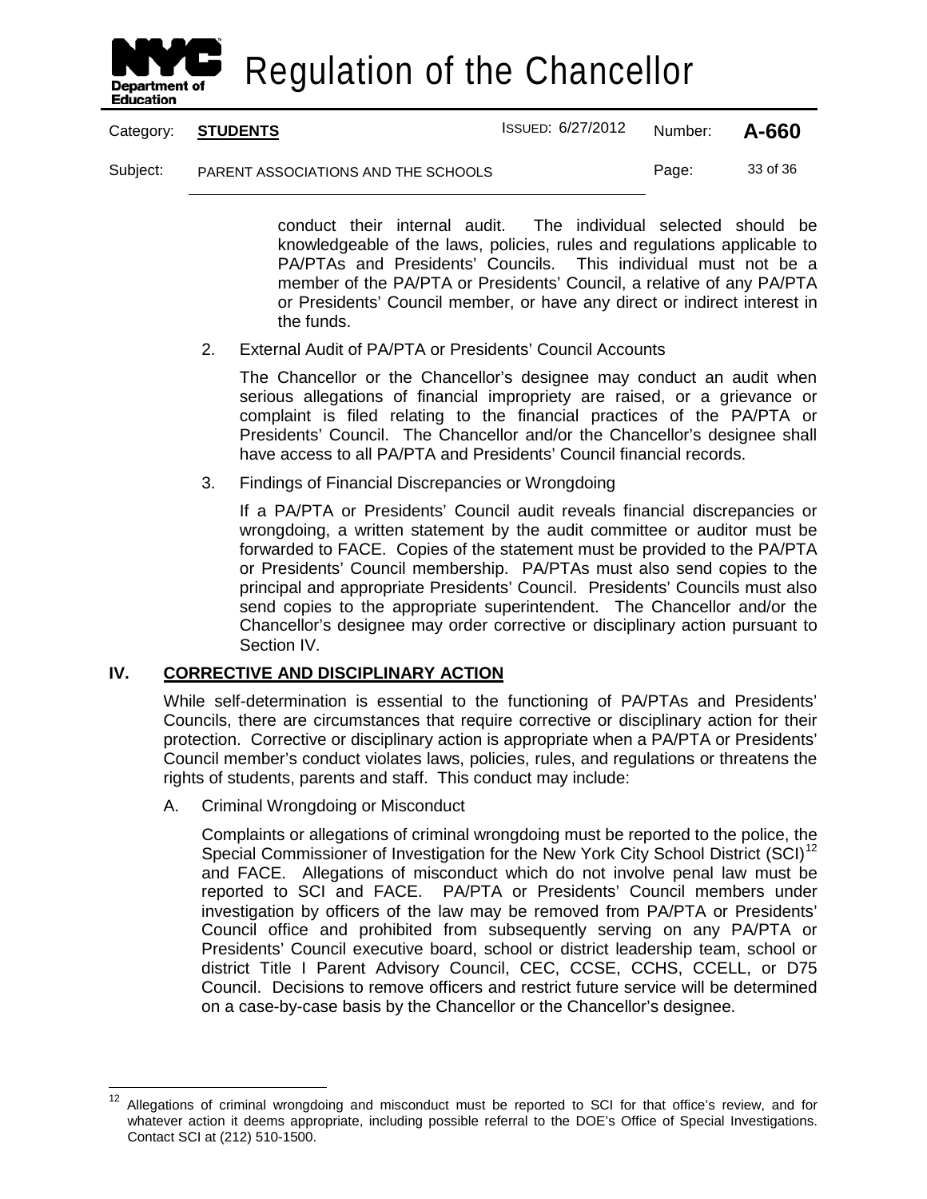conduct their internal audit. The individual selected should be knowledgeable of the laws, policies, rules and regulations applicable to PA/PTAs and Presidents' Councils. This individual must not be a member of the PA/PTA or Presidents' Council, a relative of any PA/PTA or Presidents' Council member, or have any direct or indirect interest in the funds.

2. External Audit of PA/PTA or Presidents' Council Accounts

   The Chancellor or the Chancellor's designee may conduct an audit when serious allegations of financial impropriety are raised, or a grievance or complaint is filed relating to the financial practices of the PA/PTA or Presidents' Council. The Chancellor and/or the Chancellor's designee shall have access to all PA/PTA and Presidents' Council financial records.

3. Findings of Financial Discrepancies or Wrongdoing

   If a PA/PTA or Presidents' Council audit reveals financial discrepancies or wrongdoing, a written statement by the audit committee or auditor must be forwarded to FACE. Copies of the statement must be provided to the PA/PTA or Presidents' Council membership. PA/PTAs must also send copies to the principal and appropriate Presidents' Council. Presidents' Councils must also send copies to the appropriate superintendent. The Chancellor and/or the Chancellor's designee may order corrective or disciplinary action pursuant to Section IV.

## IV. CORRECTIVE AND DISCIPLINARY ACTION

While self-determination is essential to the functioning of PA/PTAs and Presidents' Councils, there are circumstances that require corrective or disciplinary action for their protection. Corrective or disciplinary action is appropriate when a PA/PTA or Presidents' Council member's conduct violates laws, policies, rules, and regulations or threatens the rights of students, parents and staff. This conduct may include:

A. Criminal Wrongdoing or Misconduct

   Complaints or allegations of criminal wrongdoing must be reported to the police, the Special Commissioner of Investigation for the New York City School District (SCI)[12] and FACE. Allegations of misconduct which do not involve penal law must be reported to SCI and FACE. PA/PTA or Presidents' Council members under investigation by officers of the law may be removed from PA/PTA or Presidents' Council office and prohibited from subsequently serving on any PA/PTA or Presidents' Council executive board, school or district leadership team, school or district Title I Parent Advisory Council, CEC, CCSE, CCHS, CCELL, or D75 Council. Decisions to remove officers and restrict future service will be determined on a case-by-case basis by the Chancellor or the Chancellor's designee.

---

[12] Allegations of criminal wrongdoing and misconduct must be reported to SCI for that office's review, and for whatever action it deems appropriate, including possible referral to the DOE's Office of Special Investigations. Contact SCI at (212) 510-1500.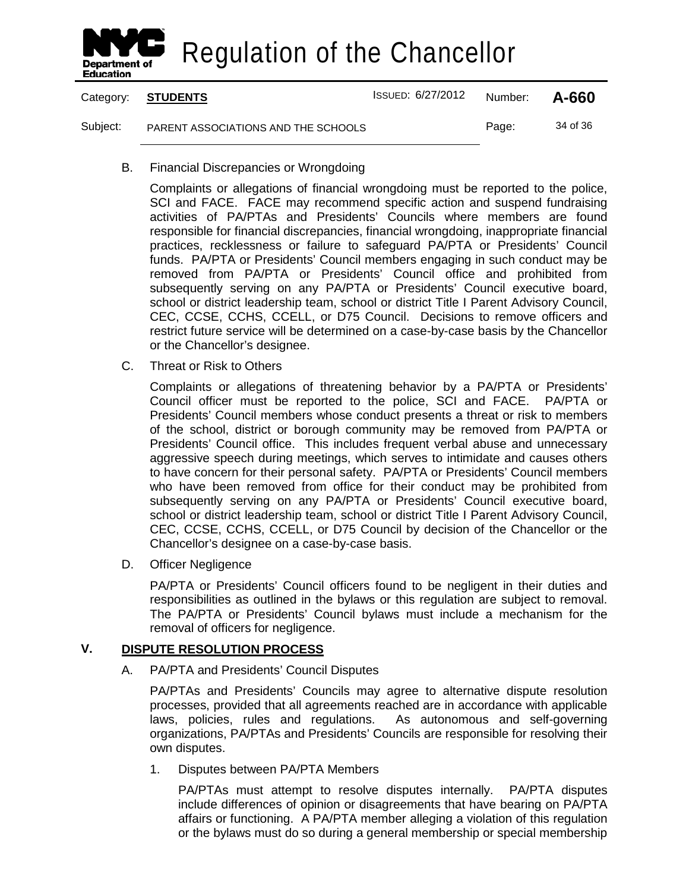B. Financial Discrepancies or Wrongdoing

Complaints or allegations of financial wrongdoing must be reported to the police, SCI and FACE. FACE may recommend specific action and suspend fundraising activities of PA/PTAs and Presidents' Councils where members are found responsible for financial discrepancies, financial wrongdoing, inappropriate financial practices, recklessness or failure to safeguard PA/PTA or Presidents' Council funds. PA/PTA or Presidents' Council members engaging in such conduct may be removed from PA/PTA or Presidents' Council office and prohibited from subsequently serving on any PA/PTA or Presidents' Council executive board, school or district leadership team, school or district Title I Parent Advisory Council, CEC, CCSE, CCHS, CCELL, or D75 Council. Decisions to remove officers and restrict future service will be determined on a case-by-case basis by the Chancellor or the Chancellor's designee.

C. Threat or Risk to Others

Complaints or allegations of threatening behavior by a PA/PTA or Presidents' Council officer must be reported to the police, SCI and FACE. PA/PTA or Presidents' Council members whose conduct presents a threat or risk to members of the school, district or borough community may be removed from PA/PTA or Presidents' Council office. This includes frequent verbal abuse and unnecessary aggressive speech during meetings, which serves to intimidate and causes others to have concern for their personal safety. PA/PTA or Presidents' Council members who have been removed from office for their conduct may be prohibited from subsequently serving on any PA/PTA or Presidents' Council executive board, school or district leadership team, school or district Title I Parent Advisory Council, CEC, CCSE, CCHS, CCELL, or D75 Council by decision of the Chancellor or the Chancellor's designee on a case-by-case basis.

D. Officer Negligence

PA/PTA or Presidents' Council officers found to be negligent in their duties and responsibilities as outlined in the bylaws or this regulation are subject to removal. The PA/PTA or Presidents' Council bylaws must include a mechanism for the removal of officers for negligence.

## V. DISPUTE RESOLUTION PROCESS

A. PA/PTA and Presidents' Council Disputes

PA/PTAs and Presidents' Councils may agree to alternative dispute resolution processes, provided that all agreements reached are in accordance with applicable laws, policies, rules and regulations. As autonomous and self-governing organizations, PA/PTAs and Presidents' Councils are responsible for resolving their own disputes.

1. Disputes between PA/PTA Members

   PA/PTAs must attempt to resolve disputes internally. PA/PTA disputes include differences of opinion or disagreements that have bearing on PA/PTA affairs or functioning. A PA/PTA member alleging a violation of this regulation or the bylaws must do so during a general membership or special membership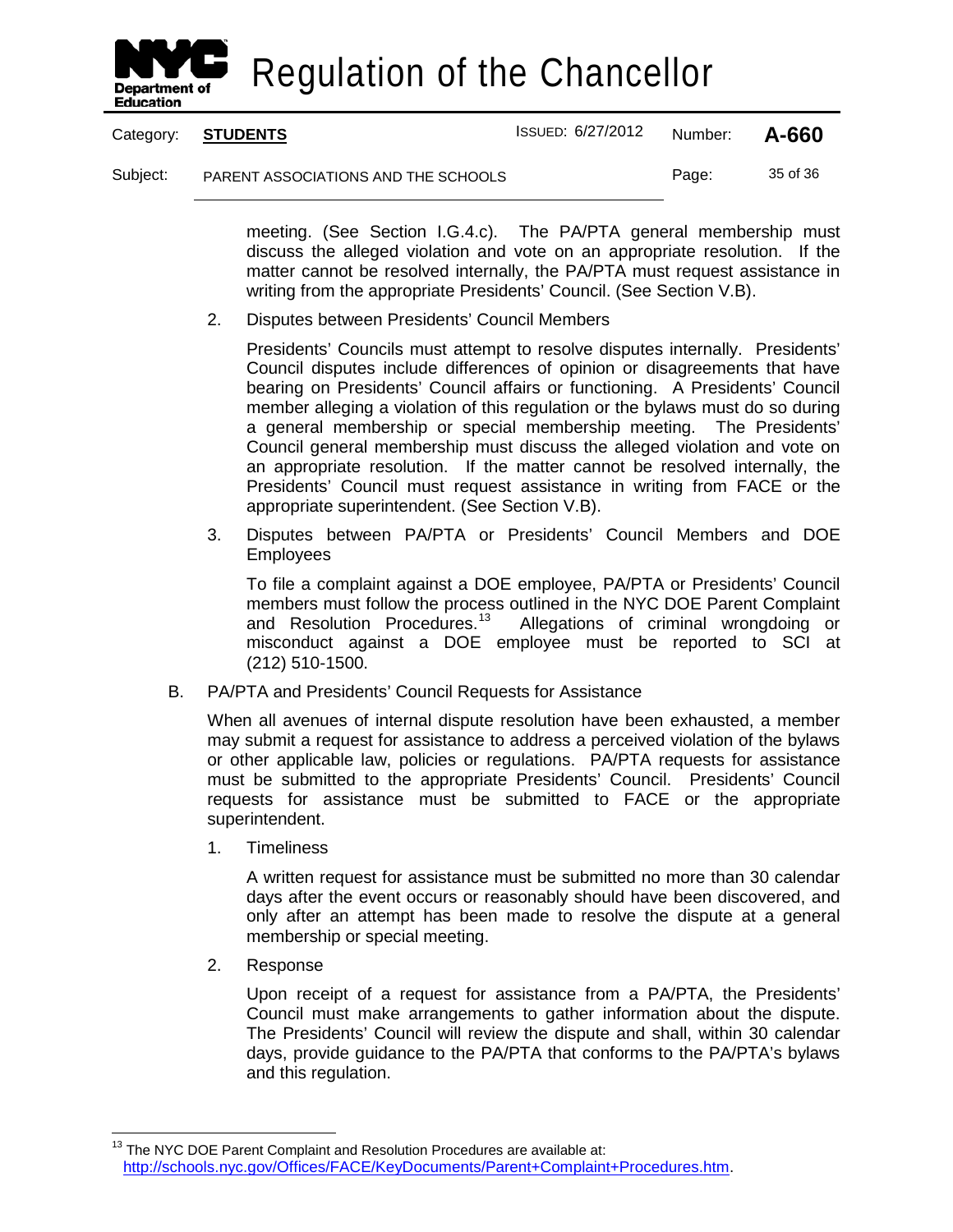meeting. (See Section I.G.4.c). The PA/PTA general membership must discuss the alleged violation and vote on an appropriate resolution. If the matter cannot be resolved internally, the PA/PTA must request assistance in writing from the appropriate Presidents' Council. (See Section V.B).

2. Disputes between Presidents' Council Members

   Presidents' Councils must attempt to resolve disputes internally. Presidents' Council disputes include differences of opinion or disagreements that have bearing on Presidents' Council affairs or functioning. A Presidents' Council member alleging a violation of this regulation or the bylaws must do so during a general membership or special membership meeting. The Presidents' Council general membership must discuss the alleged violation and vote on an appropriate resolution. If the matter cannot be resolved internally, the Presidents' Council must request assistance in writing from FACE or the appropriate superintendent. (See Section V.B).

3. Disputes between PA/PTA or Presidents' Council Members and DOE Employees

   To file a complaint against a DOE employee, PA/PTA or Presidents' Council members must follow the process outlined in the NYC DOE Parent Complaint and Resolution Procedures.[13] Allegations of criminal wrongdoing or misconduct against a DOE employee must be reported to SCI at (212) 510-1500.

B. PA/PTA and Presidents' Council Requests for Assistance

   When all avenues of internal dispute resolution have been exhausted, a member may submit a request for assistance to address a perceived violation of the bylaws or other applicable law, policies or regulations. PA/PTA requests for assistance must be submitted to the appropriate Presidents' Council. Presidents' Council requests for assistance must be submitted to FACE or the appropriate superintendent.

   1. Timeliness

      A written request for assistance must be submitted no more than 30 calendar days after the event occurs or reasonably should have been discovered, and only after an attempt has been made to resolve the dispute at a general membership or special meeting.

   2. Response

      Upon receipt of a request for assistance from a PA/PTA, the Presidents' Council must make arrangements to gather information about the dispute. The Presidents' Council will review the dispute and shall, within 30 calendar days, provide guidance to the PA/PTA that conforms to the PA/PTA's bylaws and this regulation.

---

[13] The NYC DOE Parent Complaint and Resolution Procedures are available at: http://schools.nyc.gov/Offices/FACE/KeyDocuments/Parent+Complaint+Procedures.htm.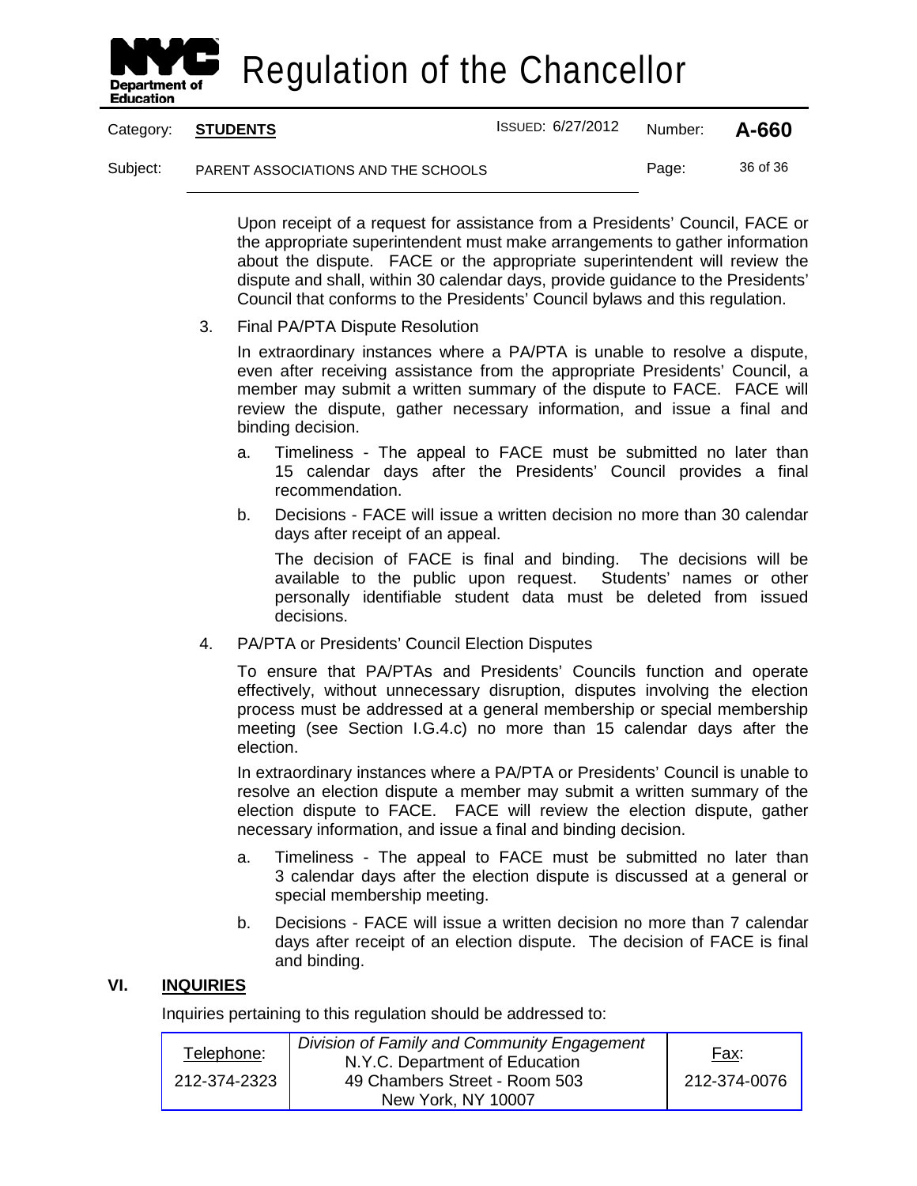Upon receipt of a request for assistance from a Presidents' Council, FACE or the appropriate superintendent must make arrangements to gather information about the dispute. FACE or the appropriate superintendent will review the dispute and shall, within 30 calendar days, provide guidance to the Presidents' Council that conforms to the Presidents' Council bylaws and this regulation.

3. Final PA/PTA Dispute Resolution

   In extraordinary instances where a PA/PTA is unable to resolve a dispute, even after receiving assistance from the appropriate Presidents' Council, a member may submit a written summary of the dispute to FACE. FACE will review the dispute, gather necessary information, and issue a final and binding decision.

   a. Timeliness - The appeal to FACE must be submitted no later than 15 calendar days after the Presidents' Council provides a final recommendation.

   b. Decisions - FACE will issue a written decision no more than 30 calendar days after receipt of an appeal.

      The decision of FACE is final and binding. The decisions will be available to the public upon request. Students' names or other personally identifiable student data must be deleted from issued decisions.

4. PA/PTA or Presidents' Council Election Disputes

   To ensure that PA/PTAs and Presidents' Councils function and operate effectively, without unnecessary disruption, disputes involving the election process must be addressed at a general membership or special membership meeting (see Section I.G.4.c) no more than 15 calendar days after the election.

   In extraordinary instances where a PA/PTA or Presidents' Council is unable to resolve an election dispute a member may submit a written summary of the election dispute to FACE. FACE will review the election dispute, gather necessary information, and issue a final and binding decision.

   a. Timeliness - The appeal to FACE must be submitted no later than 3 calendar days after the election dispute is discussed at a general or special membership meeting.

   b. Decisions - FACE will issue a written decision no more than 7 calendar days after receipt of an election dispute. The decision of FACE is final and binding.

## VI. INQUIRIES

Inquiries pertaining to this regulation should be addressed to:

| | | |
|---|---|---|
| Telephone:<br>212-374-2323 | *Division of Family and Community Engagement*<br>N.Y.C. Department of Education<br>49 Chambers Street - Room 503<br>New York, NY 10007 | Fax:<br>212-374-0076 |